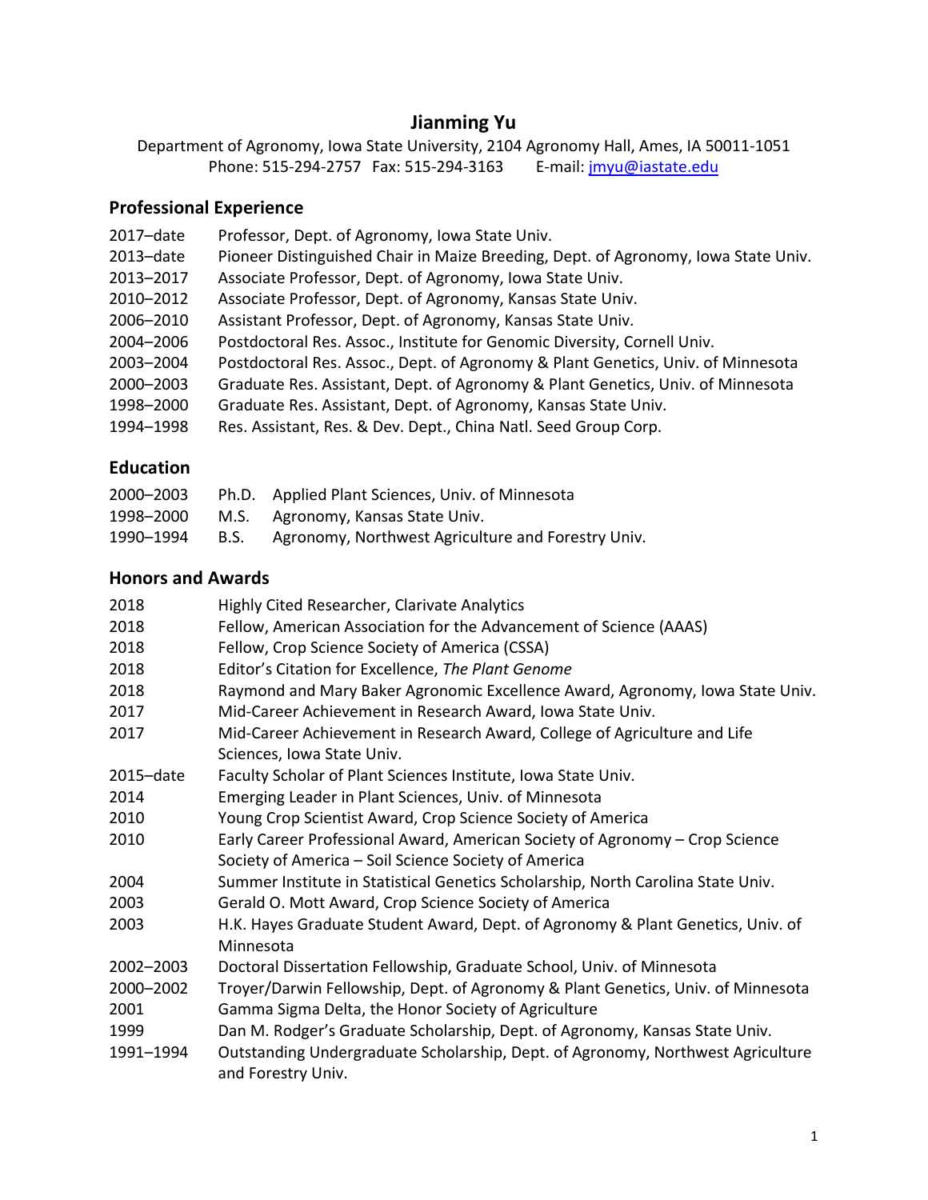# Jianming Yu

Department of Agronomy, Iowa State University, 2104 Agronomy Hall, Ames, IA 50011-1051
Phone: 515-294-2757 Fax: 515-294-3163 E-mail: jmyu@iastate.edu

## Professional Experience

| | |
|---|---|
| 2017–date | Professor, Dept. of Agronomy, Iowa State Univ. |
| 2013–date | Pioneer Distinguished Chair in Maize Breeding, Dept. of Agronomy, Iowa State Univ. |
| 2013–2017 | Associate Professor, Dept. of Agronomy, Iowa State Univ. |
| 2010–2012 | Associate Professor, Dept. of Agronomy, Kansas State Univ. |
| 2006–2010 | Assistant Professor, Dept. of Agronomy, Kansas State Univ. |
| 2004–2006 | Postdoctoral Res. Assoc., Institute for Genomic Diversity, Cornell Univ. |
| 2003–2004 | Postdoctoral Res. Assoc., Dept. of Agronomy & Plant Genetics, Univ. of Minnesota |
| 2000–2003 | Graduate Res. Assistant, Dept. of Agronomy & Plant Genetics, Univ. of Minnesota |
| 1998–2000 | Graduate Res. Assistant, Dept. of Agronomy, Kansas State Univ. |
| 1994–1998 | Res. Assistant, Res. & Dev. Dept., China Natl. Seed Group Corp. |

## Education

| | | |
|---|---|---|
| 2000–2003 | Ph.D. | Applied Plant Sciences, Univ. of Minnesota |
| 1998–2000 | M.S. | Agronomy, Kansas State Univ. |
| 1990–1994 | B.S. | Agronomy, Northwest Agriculture and Forestry Univ. |

## Honors and Awards

| | |
|---|---|
| 2018 | Highly Cited Researcher, Clarivate Analytics |
| 2018 | Fellow, American Association for the Advancement of Science (AAAS) |
| 2018 | Fellow, Crop Science Society of America (CSSA) |
| 2018 | Editor's Citation for Excellence, *The Plant Genome* |
| 2018 | Raymond and Mary Baker Agronomic Excellence Award, Agronomy, Iowa State Univ. |
| 2017 | Mid-Career Achievement in Research Award, Iowa State Univ. |
| 2017 | Mid-Career Achievement in Research Award, College of Agriculture and Life Sciences, Iowa State Univ. |
| 2015–date | Faculty Scholar of Plant Sciences Institute, Iowa State Univ. |
| 2014 | Emerging Leader in Plant Sciences, Univ. of Minnesota |
| 2010 | Young Crop Scientist Award, Crop Science Society of America |
| 2010 | Early Career Professional Award, American Society of Agronomy – Crop Science Society of America – Soil Science Society of America |
| 2004 | Summer Institute in Statistical Genetics Scholarship, North Carolina State Univ. |
| 2003 | Gerald O. Mott Award, Crop Science Society of America |
| 2003 | H.K. Hayes Graduate Student Award, Dept. of Agronomy & Plant Genetics, Univ. of Minnesota |
| 2002–2003 | Doctoral Dissertation Fellowship, Graduate School, Univ. of Minnesota |
| 2000–2002 | Troyer/Darwin Fellowship, Dept. of Agronomy & Plant Genetics, Univ. of Minnesota |
| 2001 | Gamma Sigma Delta, the Honor Society of Agriculture |
| 1999 | Dan M. Rodger's Graduate Scholarship, Dept. of Agronomy, Kansas State Univ. |
| 1991–1994 | Outstanding Undergraduate Scholarship, Dept. of Agronomy, Northwest Agriculture and Forestry Univ. |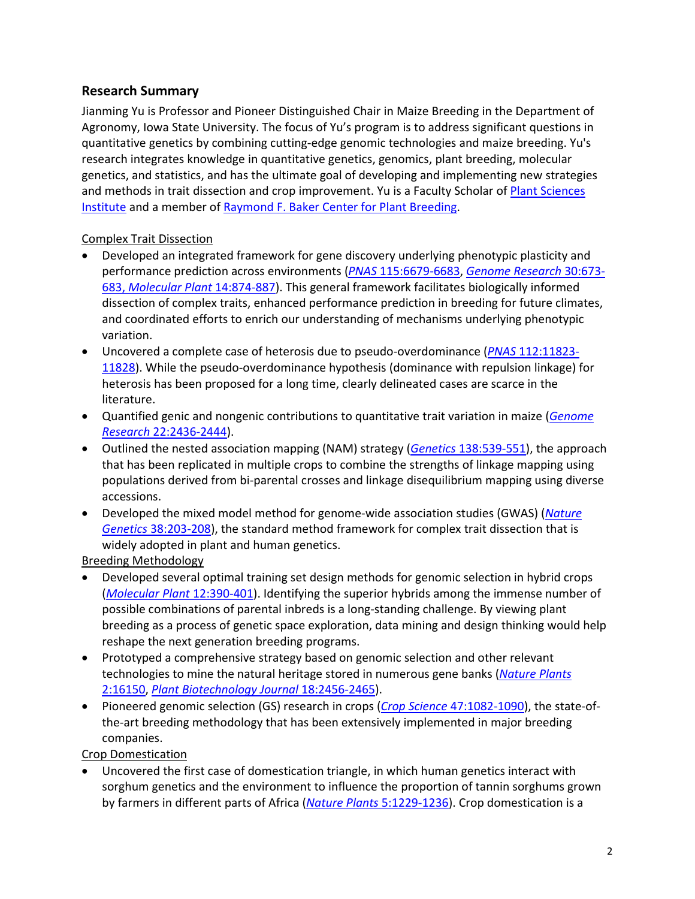## Research Summary

Jianming Yu is Professor and Pioneer Distinguished Chair in Maize Breeding in the Department of Agronomy, Iowa State University. The focus of Yu's program is to address significant questions in quantitative genetics by combining cutting-edge genomic technologies and maize breeding. Yu's research integrates knowledge in quantitative genetics, genomics, plant breeding, molecular genetics, and statistics, and has the ultimate goal of developing and implementing new strategies and methods in trait dissection and crop improvement. Yu is a Faculty Scholar of Plant Sciences Institute and a member of Raymond F. Baker Center for Plant Breeding.

Complex Trait Dissection

- Developed an integrated framework for gene discovery underlying phenotypic plasticity and performance prediction across environments (*PNAS* 115:6679-6683, *Genome Research* 30:673-683, *Molecular Plant* 14:874-887). This general framework facilitates biologically informed dissection of complex traits, enhanced performance prediction in breeding for future climates, and coordinated efforts to enrich our understanding of mechanisms underlying phenotypic variation.
- Uncovered a complete case of heterosis due to pseudo-overdominance (*PNAS* 112:11823-11828). While the pseudo-overdominance hypothesis (dominance with repulsion linkage) for heterosis has been proposed for a long time, clearly delineated cases are scarce in the literature.
- Quantified genic and nongenic contributions to quantitative trait variation in maize (*Genome Research* 22:2436-2444).
- Outlined the nested association mapping (NAM) strategy (*Genetics* 138:539-551), the approach that has been replicated in multiple crops to combine the strengths of linkage mapping using populations derived from bi-parental crosses and linkage disequilibrium mapping using diverse accessions.
- Developed the mixed model method for genome-wide association studies (GWAS) (*Nature Genetics* 38:203-208), the standard method framework for complex trait dissection that is widely adopted in plant and human genetics.

Breeding Methodology

- Developed several optimal training set design methods for genomic selection in hybrid crops (*Molecular Plant* 12:390-401). Identifying the superior hybrids among the immense number of possible combinations of parental inbreds is a long-standing challenge. By viewing plant breeding as a process of genetic space exploration, data mining and design thinking would help reshape the next generation breeding programs.
- Prototyped a comprehensive strategy based on genomic selection and other relevant technologies to mine the natural heritage stored in numerous gene banks (*Nature Plants* 2:16150, *Plant Biotechnology Journal* 18:2456-2465).
- Pioneered genomic selection (GS) research in crops (*Crop Science* 47:1082-1090), the state-of-the-art breeding methodology that has been extensively implemented in major breeding companies.

Crop Domestication

- Uncovered the first case of domestication triangle, in which human genetics interact with sorghum genetics and the environment to influence the proportion of tannin sorghums grown by farmers in different parts of Africa (*Nature Plants* 5:1229-1236). Crop domestication is a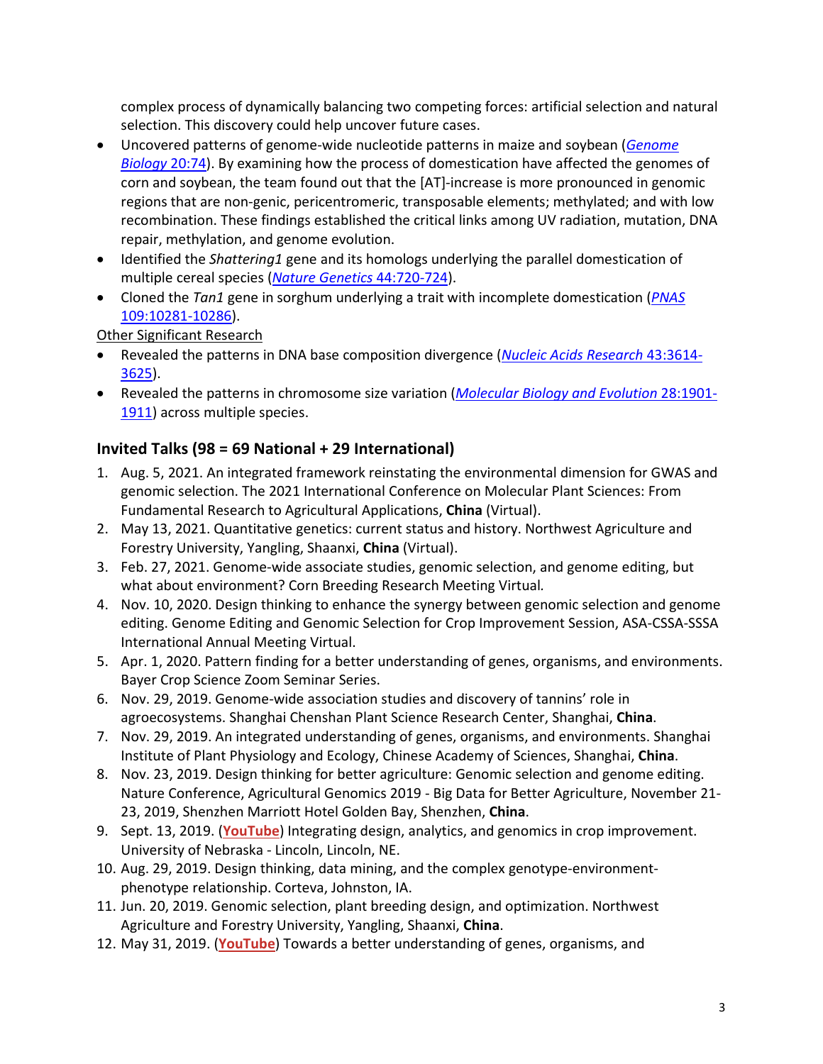complex process of dynamically balancing two competing forces: artificial selection and natural selection. This discovery could help uncover future cases.

- Uncovered patterns of genome-wide nucleotide patterns in maize and soybean (*Genome Biology* 20:74). By examining how the process of domestication have affected the genomes of corn and soybean, the team found out that the [AT]-increase is more pronounced in genomic regions that are non-genic, pericentromeric, transposable elements; methylated; and with low recombination. These findings established the critical links among UV radiation, mutation, DNA repair, methylation, and genome evolution.
- Identified the *Shattering1* gene and its homologs underlying the parallel domestication of multiple cereal species (*Nature Genetics* 44:720-724).
- Cloned the *Tan1* gene in sorghum underlying a trait with incomplete domestication (*PNAS* 109:10281-10286).

Other Significant Research

- Revealed the patterns in DNA base composition divergence (*Nucleic Acids Research* 43:3614-3625).
- Revealed the patterns in chromosome size variation (*Molecular Biology and Evolution* 28:1901-1911) across multiple species.

## Invited Talks (98 = 69 National + 29 International)

1. Aug. 5, 2021. An integrated framework reinstating the environmental dimension for GWAS and genomic selection. The 2021 International Conference on Molecular Plant Sciences: From Fundamental Research to Agricultural Applications, **China** (Virtual).
2. May 13, 2021. Quantitative genetics: current status and history. Northwest Agriculture and Forestry University, Yangling, Shaanxi, **China** (Virtual).
3. Feb. 27, 2021. Genome-wide associate studies, genomic selection, and genome editing, but what about environment? Corn Breeding Research Meeting Virtual.
4. Nov. 10, 2020. Design thinking to enhance the synergy between genomic selection and genome editing. Genome Editing and Genomic Selection for Crop Improvement Session, ASA-CSSA-SSSA International Annual Meeting Virtual.
5. Apr. 1, 2020. Pattern finding for a better understanding of genes, organisms, and environments. Bayer Crop Science Zoom Seminar Series.
6. Nov. 29, 2019. Genome-wide association studies and discovery of tannins' role in agroecosystems. Shanghai Chenshan Plant Science Research Center, Shanghai, **China**.
7. Nov. 29, 2019. An integrated understanding of genes, organisms, and environments. Shanghai Institute of Plant Physiology and Ecology, Chinese Academy of Sciences, Shanghai, **China**.
8. Nov. 23, 2019. Design thinking for better agriculture: Genomic selection and genome editing. Nature Conference, Agricultural Genomics 2019 - Big Data for Better Agriculture, November 21-23, 2019, Shenzhen Marriott Hotel Golden Bay, Shenzhen, **China**.
9. Sept. 13, 2019. (**YouTube**) Integrating design, analytics, and genomics in crop improvement. University of Nebraska - Lincoln, Lincoln, NE.
10. Aug. 29, 2019. Design thinking, data mining, and the complex genotype-environment-phenotype relationship. Corteva, Johnston, IA.
11. Jun. 20, 2019. Genomic selection, plant breeding design, and optimization. Northwest Agriculture and Forestry University, Yangling, Shaanxi, **China**.
12. May 31, 2019. (**YouTube**) Towards a better understanding of genes, organisms, and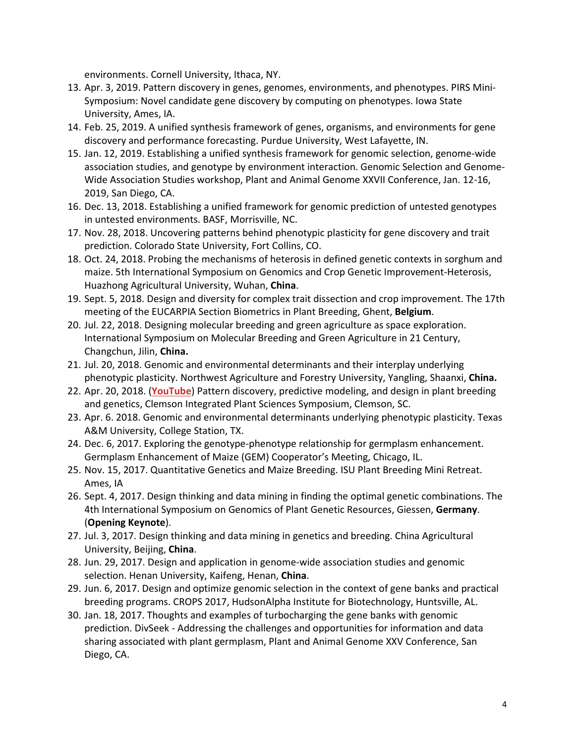environments. Cornell University, Ithaca, NY.

13. Apr. 3, 2019. Pattern discovery in genes, genomes, environments, and phenotypes. PIRS Mini-Symposium: Novel candidate gene discovery by computing on phenotypes. Iowa State University, Ames, IA.
14. Feb. 25, 2019. A unified synthesis framework of genes, organisms, and environments for gene discovery and performance forecasting. Purdue University, West Lafayette, IN.
15. Jan. 12, 2019. Establishing a unified synthesis framework for genomic selection, genome-wide association studies, and genotype by environment interaction. Genomic Selection and Genome-Wide Association Studies workshop, Plant and Animal Genome XXVII Conference, Jan. 12-16, 2019, San Diego, CA.
16. Dec. 13, 2018. Establishing a unified framework for genomic prediction of untested genotypes in untested environments. BASF, Morrisville, NC.
17. Nov. 28, 2018. Uncovering patterns behind phenotypic plasticity for gene discovery and trait prediction. Colorado State University, Fort Collins, CO.
18. Oct. 24, 2018. Probing the mechanisms of heterosis in defined genetic contexts in sorghum and maize. 5th International Symposium on Genomics and Crop Genetic Improvement-Heterosis, Huazhong Agricultural University, Wuhan, **China**.
19. Sept. 5, 2018. Design and diversity for complex trait dissection and crop improvement. The 17th meeting of the EUCARPIA Section Biometrics in Plant Breeding, Ghent, **Belgium**.
20. Jul. 22, 2018. Designing molecular breeding and green agriculture as space exploration. International Symposium on Molecular Breeding and Green Agriculture in 21 Century, Changchun, Jilin, **China.**
21. Jul. 20, 2018. Genomic and environmental determinants and their interplay underlying phenotypic plasticity. Northwest Agriculture and Forestry University, Yangling, Shaanxi, **China.**
22. Apr. 20, 2018. (**YouTube**) Pattern discovery, predictive modeling, and design in plant breeding and genetics, Clemson Integrated Plant Sciences Symposium, Clemson, SC.
23. Apr. 6. 2018. Genomic and environmental determinants underlying phenotypic plasticity. Texas A&M University, College Station, TX.
24. Dec. 6, 2017. Exploring the genotype-phenotype relationship for germplasm enhancement. Germplasm Enhancement of Maize (GEM) Cooperator's Meeting, Chicago, IL.
25. Nov. 15, 2017. Quantitative Genetics and Maize Breeding. ISU Plant Breeding Mini Retreat. Ames, IA
26. Sept. 4, 2017. Design thinking and data mining in finding the optimal genetic combinations. The 4th International Symposium on Genomics of Plant Genetic Resources, Giessen, **Germany**. (**Opening Keynote**).
27. Jul. 3, 2017. Design thinking and data mining in genetics and breeding. China Agricultural University, Beijing, **China**.
28. Jun. 29, 2017. Design and application in genome-wide association studies and genomic selection. Henan University, Kaifeng, Henan, **China**.
29. Jun. 6, 2017. Design and optimize genomic selection in the context of gene banks and practical breeding programs. CROPS 2017, HudsonAlpha Institute for Biotechnology, Huntsville, AL.
30. Jan. 18, 2017. Thoughts and examples of turbocharging the gene banks with genomic prediction. DivSeek - Addressing the challenges and opportunities for information and data sharing associated with plant germplasm, Plant and Animal Genome XXV Conference, San Diego, CA.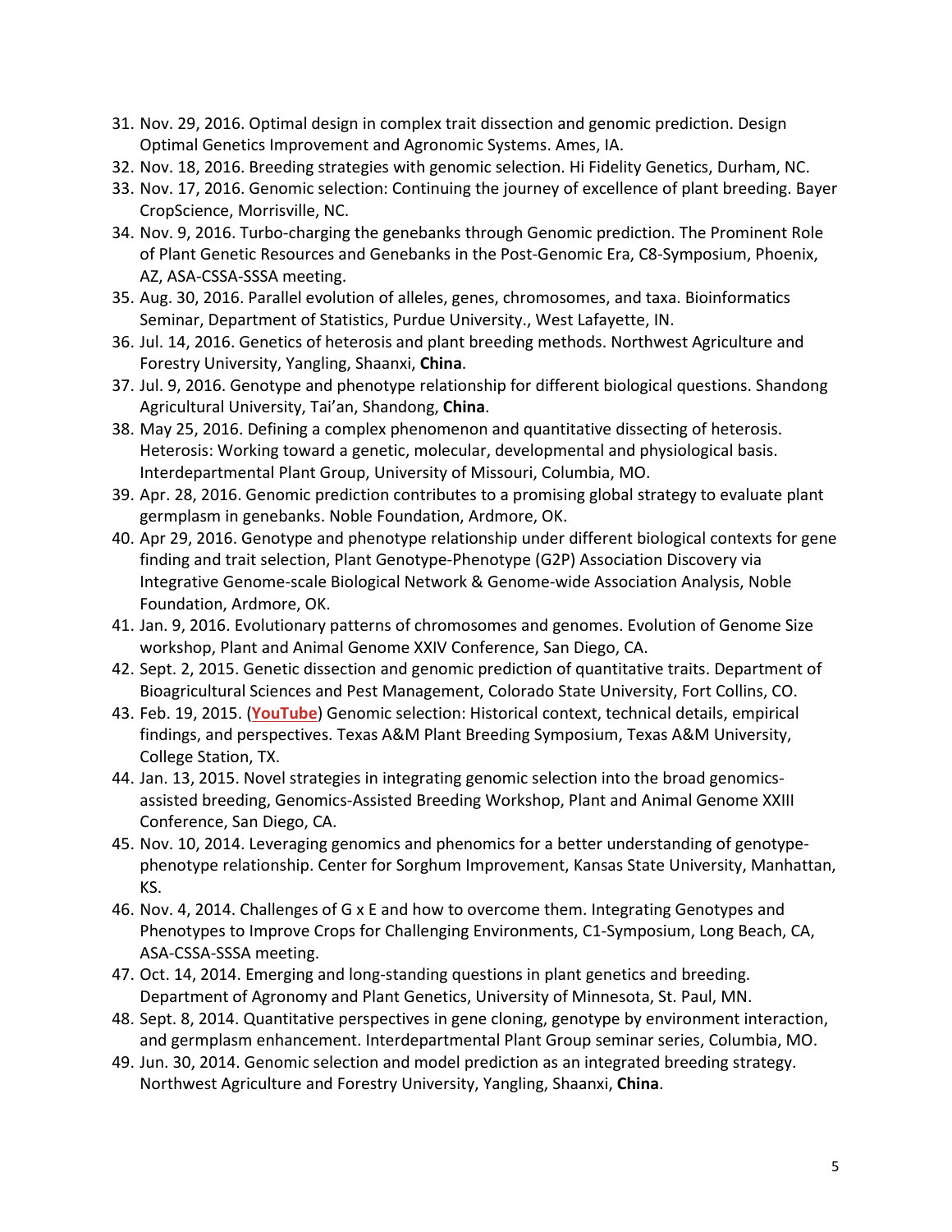31. Nov. 29, 2016. Optimal design in complex trait dissection and genomic prediction. Design Optimal Genetics Improvement and Agronomic Systems. Ames, IA.
32. Nov. 18, 2016. Breeding strategies with genomic selection. Hi Fidelity Genetics, Durham, NC.
33. Nov. 17, 2016. Genomic selection: Continuing the journey of excellence of plant breeding. Bayer CropScience, Morrisville, NC.
34. Nov. 9, 2016. Turbo-charging the genebanks through Genomic prediction. The Prominent Role of Plant Genetic Resources and Genebanks in the Post-Genomic Era, C8-Symposium, Phoenix, AZ, ASA-CSSA-SSSA meeting.
35. Aug. 30, 2016. Parallel evolution of alleles, genes, chromosomes, and taxa. Bioinformatics Seminar, Department of Statistics, Purdue University., West Lafayette, IN.
36. Jul. 14, 2016. Genetics of heterosis and plant breeding methods. Northwest Agriculture and Forestry University, Yangling, Shaanxi, **China**.
37. Jul. 9, 2016. Genotype and phenotype relationship for different biological questions. Shandong Agricultural University, Tai'an, Shandong, **China**.
38. May 25, 2016. Defining a complex phenomenon and quantitative dissecting of heterosis. Heterosis: Working toward a genetic, molecular, developmental and physiological basis. Interdepartmental Plant Group, University of Missouri, Columbia, MO.
39. Apr. 28, 2016. Genomic prediction contributes to a promising global strategy to evaluate plant germplasm in genebanks. Noble Foundation, Ardmore, OK.
40. Apr 29, 2016. Genotype and phenotype relationship under different biological contexts for gene finding and trait selection, Plant Genotype-Phenotype (G2P) Association Discovery via Integrative Genome-scale Biological Network & Genome-wide Association Analysis, Noble Foundation, Ardmore, OK.
41. Jan. 9, 2016. Evolutionary patterns of chromosomes and genomes. Evolution of Genome Size workshop, Plant and Animal Genome XXIV Conference, San Diego, CA.
42. Sept. 2, 2015. Genetic dissection and genomic prediction of quantitative traits. Department of Bioagricultural Sciences and Pest Management, Colorado State University, Fort Collins, CO.
43. Feb. 19, 2015. (**YouTube**) Genomic selection: Historical context, technical details, empirical findings, and perspectives. Texas A&M Plant Breeding Symposium, Texas A&M University, College Station, TX.
44. Jan. 13, 2015. Novel strategies in integrating genomic selection into the broad genomics-assisted breeding, Genomics-Assisted Breeding Workshop, Plant and Animal Genome XXIII Conference, San Diego, CA.
45. Nov. 10, 2014. Leveraging genomics and phenomics for a better understanding of genotype-phenotype relationship. Center for Sorghum Improvement, Kansas State University, Manhattan, KS.
46. Nov. 4, 2014. Challenges of G x E and how to overcome them. Integrating Genotypes and Phenotypes to Improve Crops for Challenging Environments, C1-Symposium, Long Beach, CA, ASA-CSSA-SSSA meeting.
47. Oct. 14, 2014. Emerging and long-standing questions in plant genetics and breeding. Department of Agronomy and Plant Genetics, University of Minnesota, St. Paul, MN.
48. Sept. 8, 2014. Quantitative perspectives in gene cloning, genotype by environment interaction, and germplasm enhancement. Interdepartmental Plant Group seminar series, Columbia, MO.
49. Jun. 30, 2014. Genomic selection and model prediction as an integrated breeding strategy. Northwest Agriculture and Forestry University, Yangling, Shaanxi, **China**.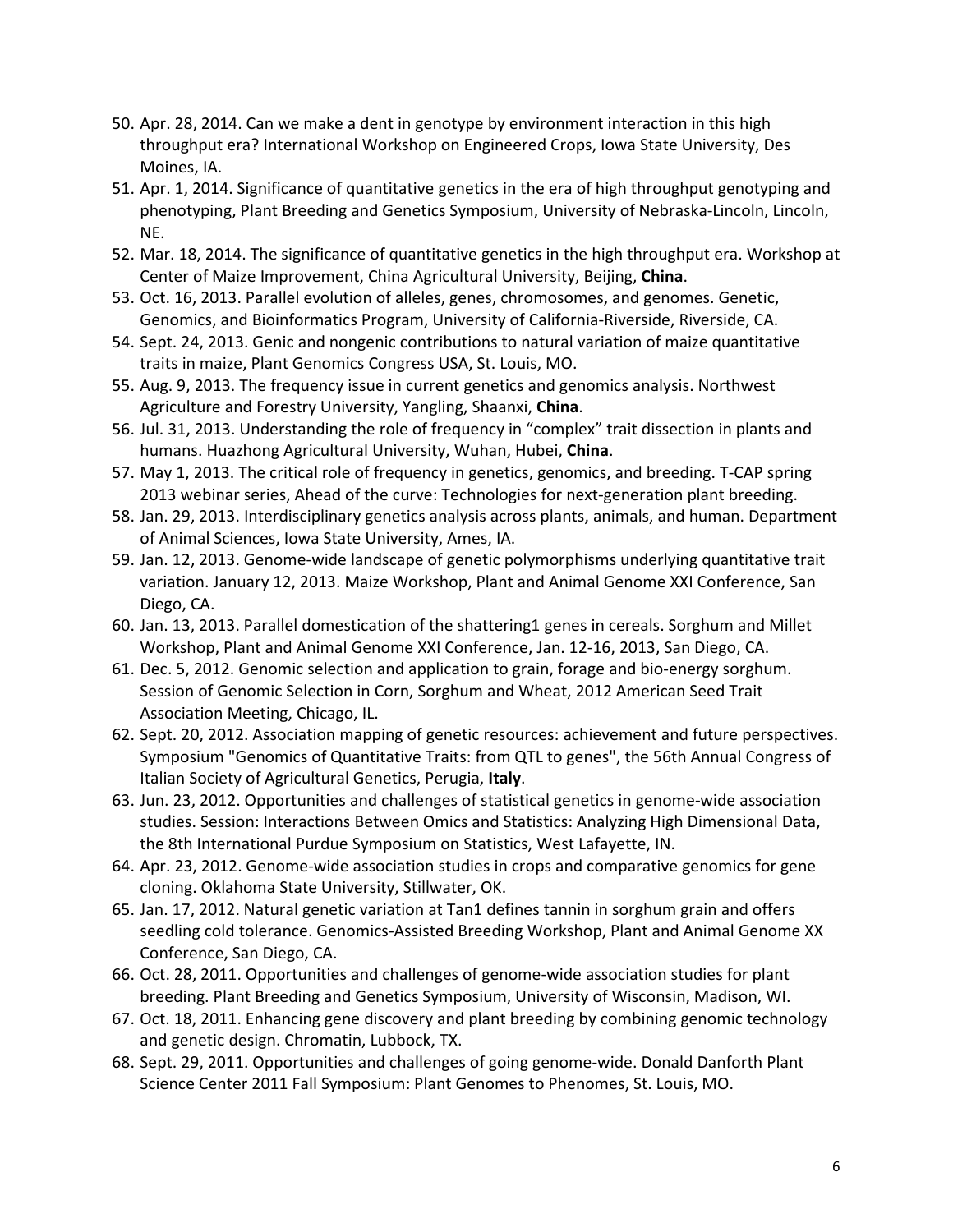50. Apr. 28, 2014. Can we make a dent in genotype by environment interaction in this high throughput era? International Workshop on Engineered Crops, Iowa State University, Des Moines, IA.
51. Apr. 1, 2014. Significance of quantitative genetics in the era of high throughput genotyping and phenotyping, Plant Breeding and Genetics Symposium, University of Nebraska-Lincoln, Lincoln, NE.
52. Mar. 18, 2014. The significance of quantitative genetics in the high throughput era. Workshop at Center of Maize Improvement, China Agricultural University, Beijing, **China**.
53. Oct. 16, 2013. Parallel evolution of alleles, genes, chromosomes, and genomes. Genetic, Genomics, and Bioinformatics Program, University of California-Riverside, Riverside, CA.
54. Sept. 24, 2013. Genic and nongenic contributions to natural variation of maize quantitative traits in maize, Plant Genomics Congress USA, St. Louis, MO.
55. Aug. 9, 2013. The frequency issue in current genetics and genomics analysis. Northwest Agriculture and Forestry University, Yangling, Shaanxi, **China**.
56. Jul. 31, 2013. Understanding the role of frequency in "complex" trait dissection in plants and humans. Huazhong Agricultural University, Wuhan, Hubei, **China**.
57. May 1, 2013. The critical role of frequency in genetics, genomics, and breeding. T-CAP spring 2013 webinar series, Ahead of the curve: Technologies for next-generation plant breeding.
58. Jan. 29, 2013. Interdisciplinary genetics analysis across plants, animals, and human. Department of Animal Sciences, Iowa State University, Ames, IA.
59. Jan. 12, 2013. Genome-wide landscape of genetic polymorphisms underlying quantitative trait variation. January 12, 2013. Maize Workshop, Plant and Animal Genome XXI Conference, San Diego, CA.
60. Jan. 13, 2013. Parallel domestication of the shattering1 genes in cereals. Sorghum and Millet Workshop, Plant and Animal Genome XXI Conference, Jan. 12-16, 2013, San Diego, CA.
61. Dec. 5, 2012. Genomic selection and application to grain, forage and bio-energy sorghum. Session of Genomic Selection in Corn, Sorghum and Wheat, 2012 American Seed Trait Association Meeting, Chicago, IL.
62. Sept. 20, 2012. Association mapping of genetic resources: achievement and future perspectives. Symposium "Genomics of Quantitative Traits: from QTL to genes", the 56th Annual Congress of Italian Society of Agricultural Genetics, Perugia, **Italy**.
63. Jun. 23, 2012. Opportunities and challenges of statistical genetics in genome-wide association studies. Session: Interactions Between Omics and Statistics: Analyzing High Dimensional Data, the 8th International Purdue Symposium on Statistics, West Lafayette, IN.
64. Apr. 23, 2012. Genome-wide association studies in crops and comparative genomics for gene cloning. Oklahoma State University, Stillwater, OK.
65. Jan. 17, 2012. Natural genetic variation at Tan1 defines tannin in sorghum grain and offers seedling cold tolerance. Genomics-Assisted Breeding Workshop, Plant and Animal Genome XX Conference, San Diego, CA.
66. Oct. 28, 2011. Opportunities and challenges of genome-wide association studies for plant breeding. Plant Breeding and Genetics Symposium, University of Wisconsin, Madison, WI.
67. Oct. 18, 2011. Enhancing gene discovery and plant breeding by combining genomic technology and genetic design. Chromatin, Lubbock, TX.
68. Sept. 29, 2011. Opportunities and challenges of going genome-wide. Donald Danforth Plant Science Center 2011 Fall Symposium: Plant Genomes to Phenomes, St. Louis, MO.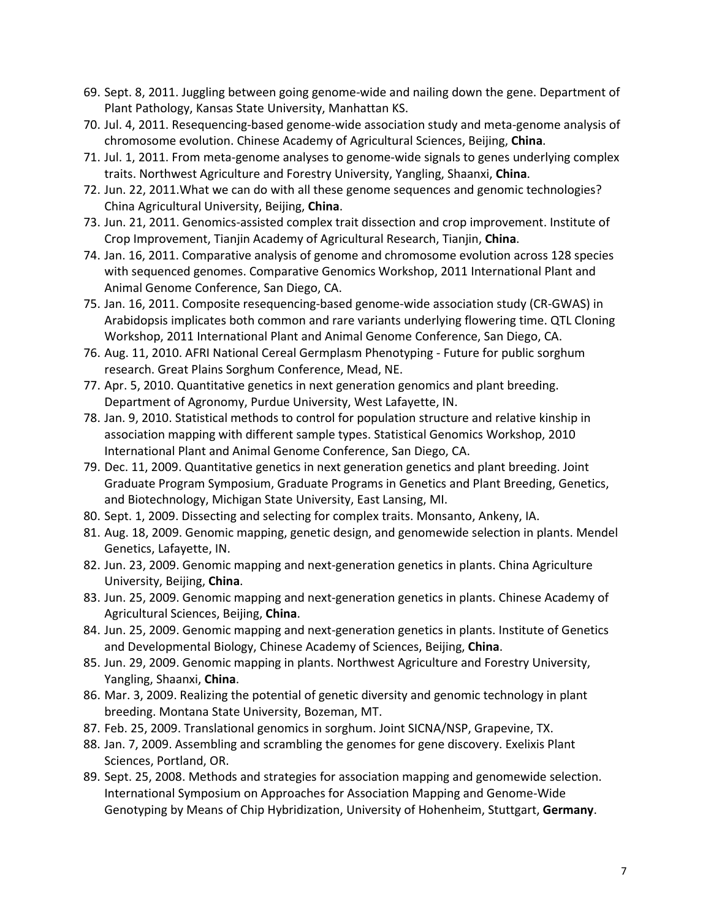69. Sept. 8, 2011. Juggling between going genome-wide and nailing down the gene. Department of Plant Pathology, Kansas State University, Manhattan KS.
70. Jul. 4, 2011. Resequencing-based genome-wide association study and meta-genome analysis of chromosome evolution. Chinese Academy of Agricultural Sciences, Beijing, **China**.
71. Jul. 1, 2011. From meta-genome analyses to genome-wide signals to genes underlying complex traits. Northwest Agriculture and Forestry University, Yangling, Shaanxi, **China**.
72. Jun. 22, 2011.What we can do with all these genome sequences and genomic technologies? China Agricultural University, Beijing, **China**.
73. Jun. 21, 2011. Genomics-assisted complex trait dissection and crop improvement. Institute of Crop Improvement, Tianjin Academy of Agricultural Research, Tianjin, **China**.
74. Jan. 16, 2011. Comparative analysis of genome and chromosome evolution across 128 species with sequenced genomes. Comparative Genomics Workshop, 2011 International Plant and Animal Genome Conference, San Diego, CA.
75. Jan. 16, 2011. Composite resequencing-based genome-wide association study (CR-GWAS) in Arabidopsis implicates both common and rare variants underlying flowering time. QTL Cloning Workshop, 2011 International Plant and Animal Genome Conference, San Diego, CA.
76. Aug. 11, 2010. AFRI National Cereal Germplasm Phenotyping - Future for public sorghum research. Great Plains Sorghum Conference, Mead, NE.
77. Apr. 5, 2010. Quantitative genetics in next generation genomics and plant breeding. Department of Agronomy, Purdue University, West Lafayette, IN.
78. Jan. 9, 2010. Statistical methods to control for population structure and relative kinship in association mapping with different sample types. Statistical Genomics Workshop, 2010 International Plant and Animal Genome Conference, San Diego, CA.
79. Dec. 11, 2009. Quantitative genetics in next generation genetics and plant breeding. Joint Graduate Program Symposium, Graduate Programs in Genetics and Plant Breeding, Genetics, and Biotechnology, Michigan State University, East Lansing, MI.
80. Sept. 1, 2009. Dissecting and selecting for complex traits. Monsanto, Ankeny, IA.
81. Aug. 18, 2009. Genomic mapping, genetic design, and genomewide selection in plants. Mendel Genetics, Lafayette, IN.
82. Jun. 23, 2009. Genomic mapping and next-generation genetics in plants. China Agriculture University, Beijing, **China**.
83. Jun. 25, 2009. Genomic mapping and next-generation genetics in plants. Chinese Academy of Agricultural Sciences, Beijing, **China**.
84. Jun. 25, 2009. Genomic mapping and next-generation genetics in plants. Institute of Genetics and Developmental Biology, Chinese Academy of Sciences, Beijing, **China**.
85. Jun. 29, 2009. Genomic mapping in plants. Northwest Agriculture and Forestry University, Yangling, Shaanxi, **China**.
86. Mar. 3, 2009. Realizing the potential of genetic diversity and genomic technology in plant breeding. Montana State University, Bozeman, MT.
87. Feb. 25, 2009. Translational genomics in sorghum. Joint SICNA/NSP, Grapevine, TX.
88. Jan. 7, 2009. Assembling and scrambling the genomes for gene discovery. Exelixis Plant Sciences, Portland, OR.
89. Sept. 25, 2008. Methods and strategies for association mapping and genomewide selection. International Symposium on Approaches for Association Mapping and Genome-Wide Genotyping by Means of Chip Hybridization, University of Hohenheim, Stuttgart, **Germany**.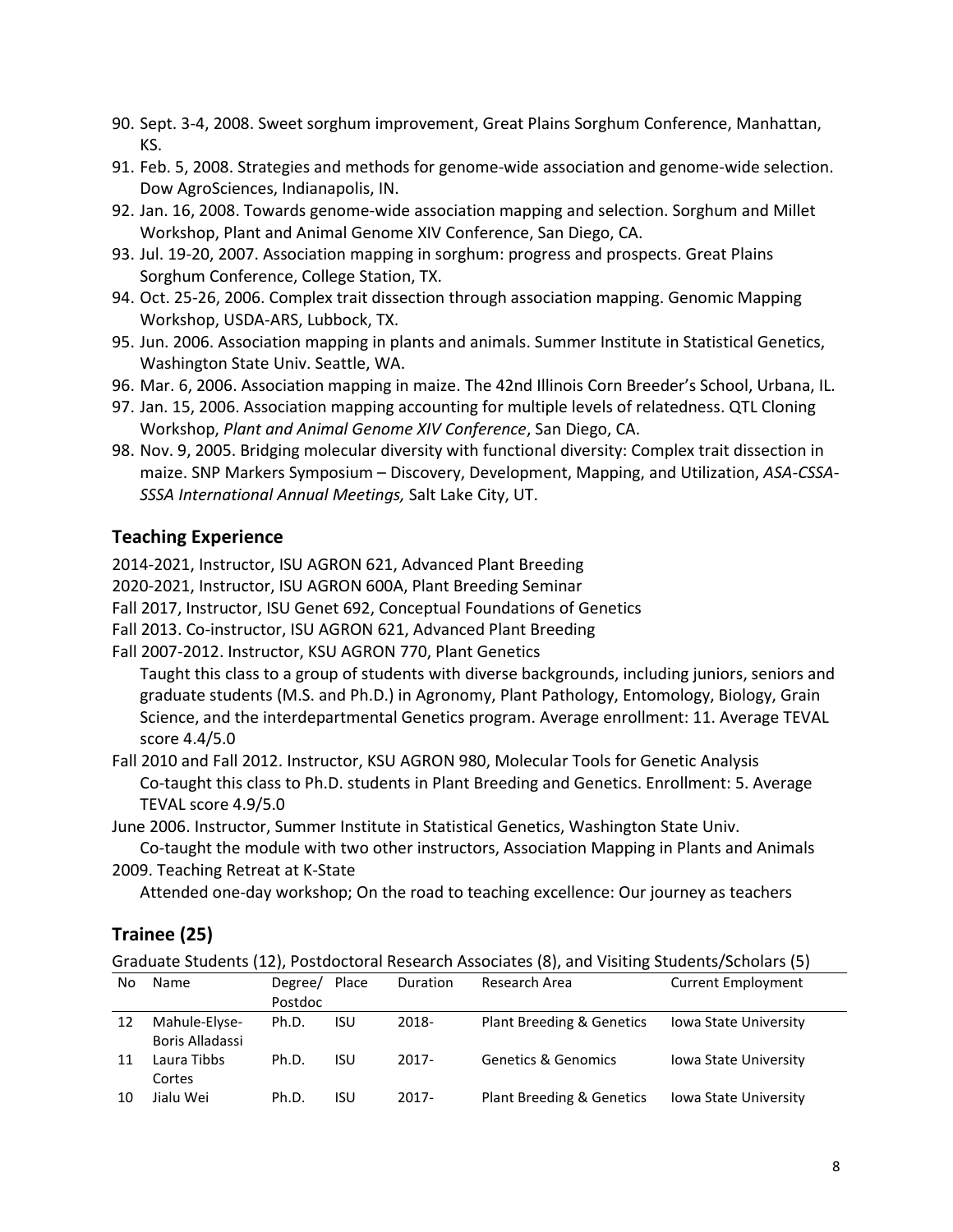90. Sept. 3-4, 2008. Sweet sorghum improvement, Great Plains Sorghum Conference, Manhattan, KS.
91. Feb. 5, 2008. Strategies and methods for genome-wide association and genome-wide selection. Dow AgroSciences, Indianapolis, IN.
92. Jan. 16, 2008. Towards genome-wide association mapping and selection. Sorghum and Millet Workshop, Plant and Animal Genome XIV Conference, San Diego, CA.
93. Jul. 19-20, 2007. Association mapping in sorghum: progress and prospects. Great Plains Sorghum Conference, College Station, TX.
94. Oct. 25-26, 2006. Complex trait dissection through association mapping. Genomic Mapping Workshop, USDA-ARS, Lubbock, TX.
95. Jun. 2006. Association mapping in plants and animals. Summer Institute in Statistical Genetics, Washington State Univ. Seattle, WA.
96. Mar. 6, 2006. Association mapping in maize. The 42nd Illinois Corn Breeder's School, Urbana, IL.
97. Jan. 15, 2006. Association mapping accounting for multiple levels of relatedness. QTL Cloning Workshop, *Plant and Animal Genome XIV Conference*, San Diego, CA.
98. Nov. 9, 2005. Bridging molecular diversity with functional diversity: Complex trait dissection in maize. SNP Markers Symposium – Discovery, Development, Mapping, and Utilization, *ASA-CSSA-SSSA International Annual Meetings,* Salt Lake City, UT.

## Teaching Experience

2014-2021, Instructor, ISU AGRON 621, Advanced Plant Breeding

2020-2021, Instructor, ISU AGRON 600A, Plant Breeding Seminar

Fall 2017, Instructor, ISU Genet 692, Conceptual Foundations of Genetics

Fall 2013. Co-instructor, ISU AGRON 621, Advanced Plant Breeding

Fall 2007-2012. Instructor, KSU AGRON 770, Plant Genetics

Taught this class to a group of students with diverse backgrounds, including juniors, seniors and graduate students (M.S. and Ph.D.) in Agronomy, Plant Pathology, Entomology, Biology, Grain Science, and the interdepartmental Genetics program. Average enrollment: 11. Average TEVAL score 4.4/5.0

Fall 2010 and Fall 2012. Instructor, KSU AGRON 980, Molecular Tools for Genetic Analysis

Co-taught this class to Ph.D. students in Plant Breeding and Genetics. Enrollment: 5. Average TEVAL score 4.9/5.0

June 2006. Instructor, Summer Institute in Statistical Genetics, Washington State Univ.

Co-taught the module with two other instructors, Association Mapping in Plants and Animals

2009. Teaching Retreat at K-State

Attended one-day workshop; On the road to teaching excellence: Our journey as teachers

## Trainee (25)

Graduate Students (12), Postdoctoral Research Associates (8), and Visiting Students/Scholars (5)

| No | Name | Degree/ Postdoc | Place | Duration | Research Area | Current Employment |
|---|---|---|---|---|---|---|
| 12 | Mahule-Elyse-Boris Alladassi | Ph.D. | ISU | 2018- | Plant Breeding & Genetics | Iowa State University |
| 11 | Laura Tibbs Cortes | Ph.D. | ISU | 2017- | Genetics & Genomics | Iowa State University |
| 10 | Jialu Wei | Ph.D. | ISU | 2017- | Plant Breeding & Genetics | Iowa State University |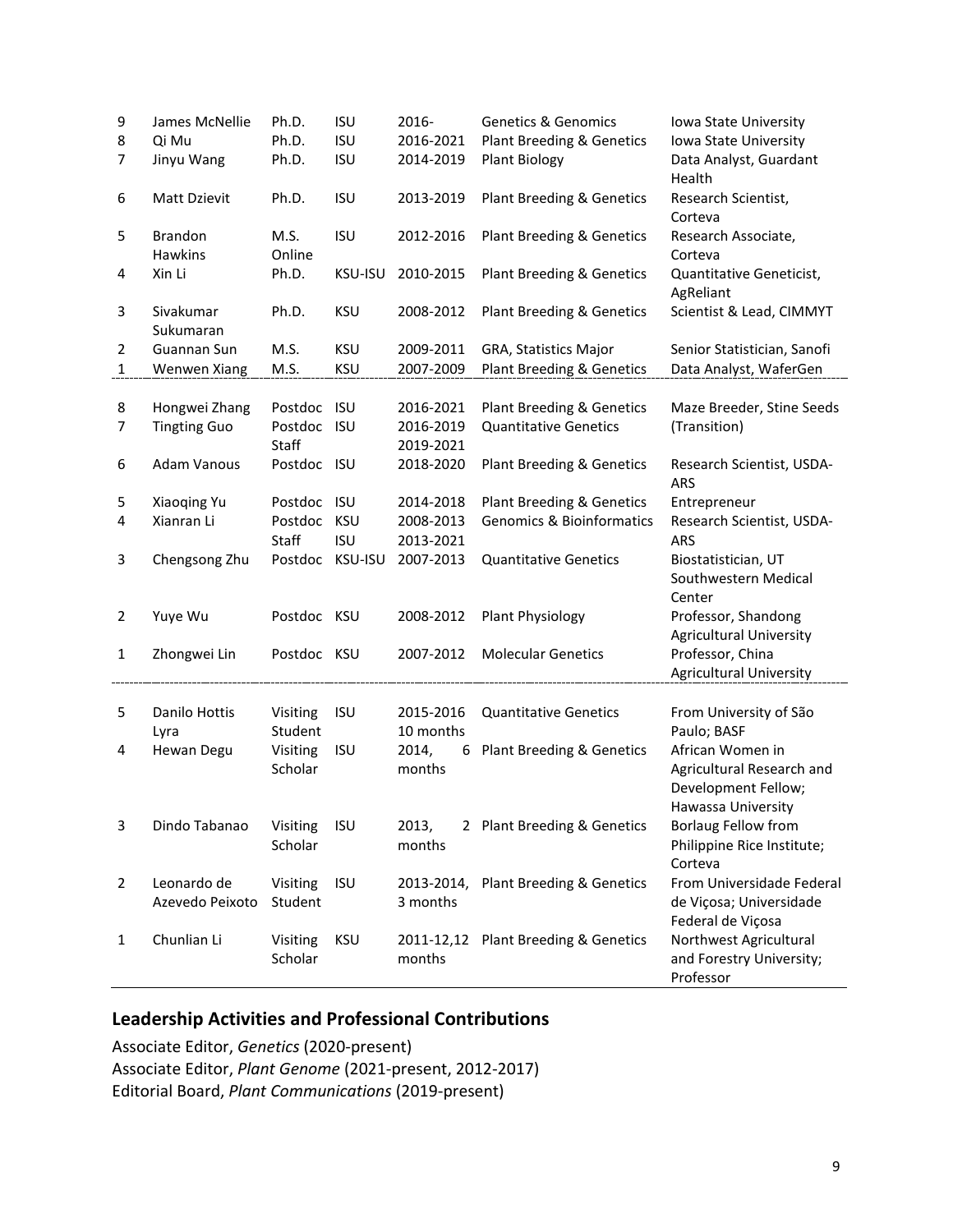| | | | | | | |
|---|---|---|---|---|---|---|
| 9 | James McNellie | Ph.D. | ISU | 2016- | Genetics & Genomics | Iowa State University |
| 8 | Qi Mu | Ph.D. | ISU | 2016-2021 | Plant Breeding & Genetics | Iowa State University |
| 7 | Jinyu Wang | Ph.D. | ISU | 2014-2019 | Plant Biology | Data Analyst, Guardant Health |
| 6 | Matt Dzievit | Ph.D. | ISU | 2013-2019 | Plant Breeding & Genetics | Research Scientist, Corteva |
| 5 | Brandon Hawkins | M.S. Online | ISU | 2012-2016 | Plant Breeding & Genetics | Research Associate, Corteva |
| 4 | Xin Li | Ph.D. | KSU-ISU | 2010-2015 | Plant Breeding & Genetics | Quantitative Geneticist, AgReliant |
| 3 | Sivakumar Sukumaran | Ph.D. | KSU | 2008-2012 | Plant Breeding & Genetics | Scientist & Lead, CIMMYT |
| 2 | Guannan Sun | M.S. | KSU | 2009-2011 | GRA, Statistics Major | Senior Statistician, Sanofi |
| 1 | Wenwen Xiang | M.S. | KSU | 2007-2009 | Plant Breeding & Genetics | Data Analyst, WaferGen |
| 8 | Hongwei Zhang | Postdoc | ISU | 2016-2021 | Plant Breeding & Genetics | Maze Breeder, Stine Seeds |
| 7 | Tingting Guo | Postdoc Staff | ISU | 2016-2019 2019-2021 | Quantitative Genetics | (Transition) |
| 6 | Adam Vanous | Postdoc | ISU | 2018-2020 | Plant Breeding & Genetics | Research Scientist, USDA-ARS |
| 5 | Xiaoqing Yu | Postdoc | ISU | 2014-2018 | Plant Breeding & Genetics | Entrepreneur |
| 4 | Xianran Li | Postdoc Staff | KSU ISU | 2008-2013 2013-2021 | Genomics & Bioinformatics | Research Scientist, USDA-ARS |
| 3 | Chengsong Zhu | Postdoc | KSU-ISU | 2007-2013 | Quantitative Genetics | Biostatistician, UT Southwestern Medical Center |
| 2 | Yuye Wu | Postdoc | KSU | 2008-2012 | Plant Physiology | Professor, Shandong Agricultural University |
| 1 | Zhongwei Lin | Postdoc | KSU | 2007-2012 | Molecular Genetics | Professor, China Agricultural University |
| 5 | Danilo Hottis Lyra | Visiting Student | ISU | 2015-2016 10 months | Quantitative Genetics | From University of São Paulo; BASF |
| 4 | Hewan Degu | Visiting Scholar | ISU | 2014, 6 months | Plant Breeding & Genetics | African Women in Agricultural Research and Development Fellow; Hawassa University |
| 3 | Dindo Tabanao | Visiting Scholar | ISU | 2013, 2 months | Plant Breeding & Genetics | Borlaug Fellow from Philippine Rice Institute; Corteva |
| 2 | Leonardo de Azevedo Peixoto | Visiting Student | ISU | 2013-2014, 3 months | Plant Breeding & Genetics | From Universidade Federal de Viçosa; Universidade Federal de Viçosa |
| 1 | Chunlian Li | Visiting Scholar | KSU | 2011-12,12 months | Plant Breeding & Genetics | Northwest Agricultural and Forestry University; Professor |

## Leadership Activities and Professional Contributions

Associate Editor, *Genetics* (2020-present)
Associate Editor, *Plant Genome* (2021-present, 2012-2017)
Editorial Board, *Plant Communications* (2019-present)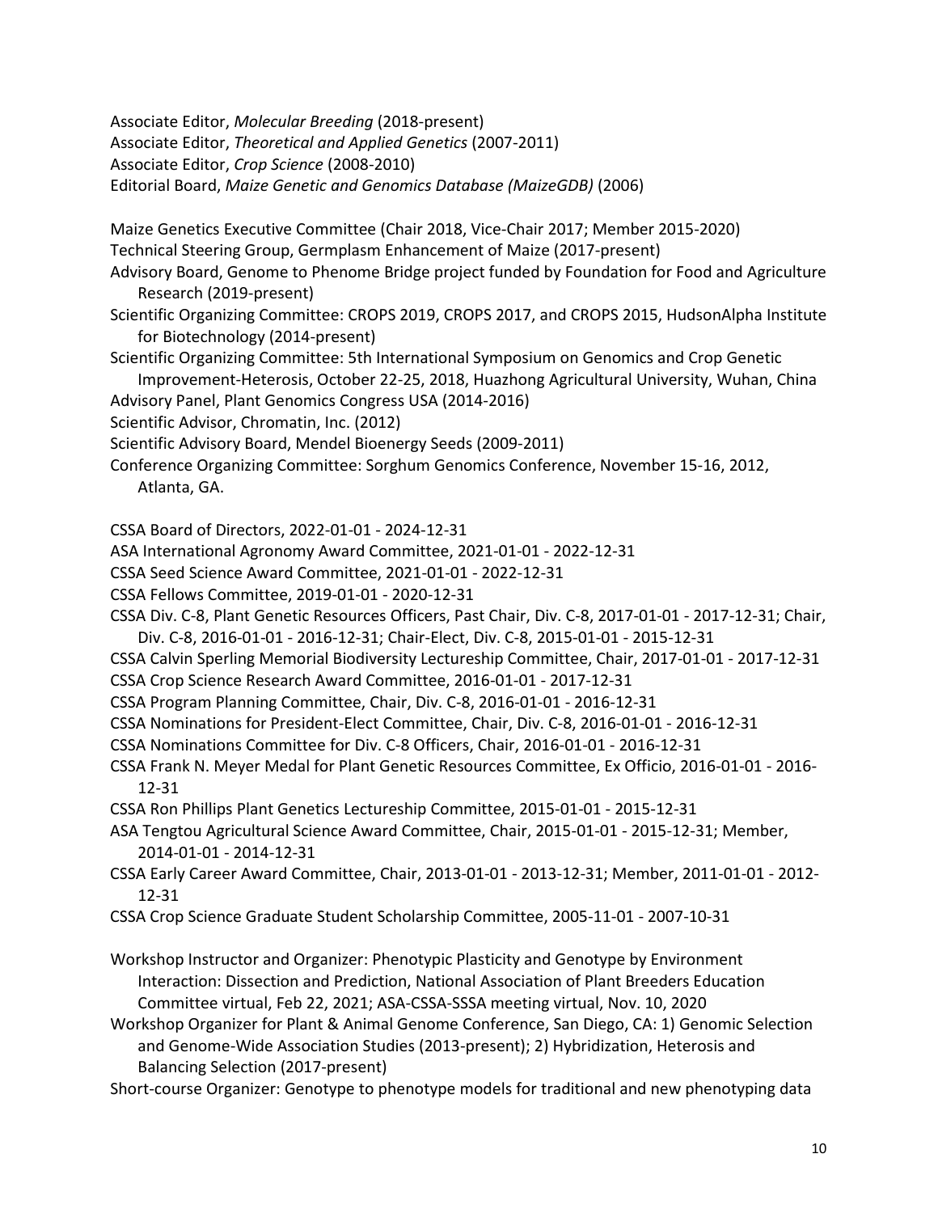Associate Editor, *Molecular Breeding* (2018-present)
Associate Editor, *Theoretical and Applied Genetics* (2007-2011)
Associate Editor, *Crop Science* (2008-2010)
Editorial Board, *Maize Genetic and Genomics Database (MaizeGDB)* (2006)

Maize Genetics Executive Committee (Chair 2018, Vice-Chair 2017; Member 2015-2020)
Technical Steering Group, Germplasm Enhancement of Maize (2017-present)
Advisory Board, Genome to Phenome Bridge project funded by Foundation for Food and Agriculture Research (2019-present)
Scientific Organizing Committee: CROPS 2019, CROPS 2017, and CROPS 2015, HudsonAlpha Institute for Biotechnology (2014-present)
Scientific Organizing Committee: 5th International Symposium on Genomics and Crop Genetic Improvement-Heterosis, October 22-25, 2018, Huazhong Agricultural University, Wuhan, China
Advisory Panel, Plant Genomics Congress USA (2014-2016)
Scientific Advisor, Chromatin, Inc. (2012)
Scientific Advisory Board, Mendel Bioenergy Seeds (2009-2011)
Conference Organizing Committee: Sorghum Genomics Conference, November 15-16, 2012, Atlanta, GA.

CSSA Board of Directors, 2022-01-01 - 2024-12-31
ASA International Agronomy Award Committee, 2021-01-01 - 2022-12-31
CSSA Seed Science Award Committee, 2021-01-01 - 2022-12-31
CSSA Fellows Committee, 2019-01-01 - 2020-12-31
CSSA Div. C-8, Plant Genetic Resources Officers, Past Chair, Div. C-8, 2017-01-01 - 2017-12-31; Chair, Div. C-8, 2016-01-01 - 2016-12-31; Chair-Elect, Div. C-8, 2015-01-01 - 2015-12-31
CSSA Calvin Sperling Memorial Biodiversity Lectureship Committee, Chair, 2017-01-01 - 2017-12-31
CSSA Crop Science Research Award Committee, 2016-01-01 - 2017-12-31
CSSA Program Planning Committee, Chair, Div. C-8, 2016-01-01 - 2016-12-31
CSSA Nominations for President-Elect Committee, Chair, Div. C-8, 2016-01-01 - 2016-12-31
CSSA Nominations Committee for Div. C-8 Officers, Chair, 2016-01-01 - 2016-12-31
CSSA Frank N. Meyer Medal for Plant Genetic Resources Committee, Ex Officio, 2016-01-01 - 2016-12-31
CSSA Ron Phillips Plant Genetics Lectureship Committee, 2015-01-01 - 2015-12-31
ASA Tengtou Agricultural Science Award Committee, Chair, 2015-01-01 - 2015-12-31; Member, 2014-01-01 - 2014-12-31
CSSA Early Career Award Committee, Chair, 2013-01-01 - 2013-12-31; Member, 2011-01-01 - 2012-12-31
CSSA Crop Science Graduate Student Scholarship Committee, 2005-11-01 - 2007-10-31

Workshop Instructor and Organizer: Phenotypic Plasticity and Genotype by Environment Interaction: Dissection and Prediction, National Association of Plant Breeders Education Committee virtual, Feb 22, 2021; ASA-CSSA-SSSA meeting virtual, Nov. 10, 2020
Workshop Organizer for Plant & Animal Genome Conference, San Diego, CA: 1) Genomic Selection and Genome-Wide Association Studies (2013-present); 2) Hybridization, Heterosis and Balancing Selection (2017-present)
Short-course Organizer: Genotype to phenotype models for traditional and new phenotyping data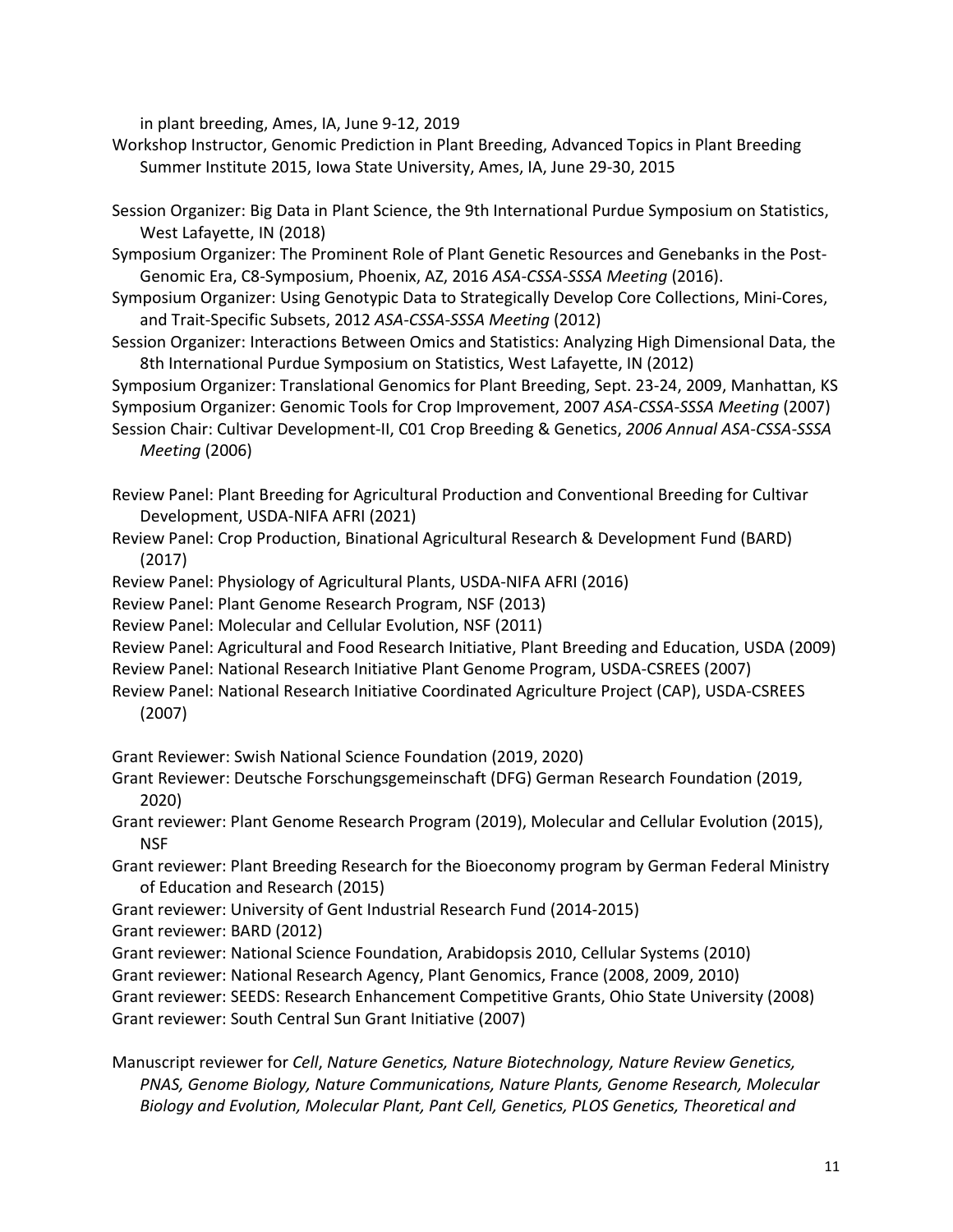in plant breeding, Ames, IA, June 9-12, 2019

Workshop Instructor, Genomic Prediction in Plant Breeding, Advanced Topics in Plant Breeding Summer Institute 2015, Iowa State University, Ames, IA, June 29-30, 2015

Session Organizer: Big Data in Plant Science, the 9th International Purdue Symposium on Statistics, West Lafayette, IN (2018)

Symposium Organizer: The Prominent Role of Plant Genetic Resources and Genebanks in the Post-Genomic Era, C8-Symposium, Phoenix, AZ, 2016 *ASA-CSSA-SSSA Meeting* (2016).

Symposium Organizer: Using Genotypic Data to Strategically Develop Core Collections, Mini-Cores, and Trait-Specific Subsets, 2012 *ASA-CSSA-SSSA Meeting* (2012)

Session Organizer: Interactions Between Omics and Statistics: Analyzing High Dimensional Data, the 8th International Purdue Symposium on Statistics, West Lafayette, IN (2012)

Symposium Organizer: Translational Genomics for Plant Breeding, Sept. 23-24, 2009, Manhattan, KS

Symposium Organizer: Genomic Tools for Crop Improvement, 2007 *ASA-CSSA-SSSA Meeting* (2007)

Session Chair: Cultivar Development-II, C01 Crop Breeding & Genetics, *2006 Annual ASA-CSSA-SSSA Meeting* (2006)

Review Panel: Plant Breeding for Agricultural Production and Conventional Breeding for Cultivar Development, USDA-NIFA AFRI (2021)

Review Panel: Crop Production, Binational Agricultural Research & Development Fund (BARD) (2017)

Review Panel: Physiology of Agricultural Plants, USDA-NIFA AFRI (2016)

Review Panel: Plant Genome Research Program, NSF (2013)

Review Panel: Molecular and Cellular Evolution, NSF (2011)

Review Panel: Agricultural and Food Research Initiative, Plant Breeding and Education, USDA (2009)

Review Panel: National Research Initiative Plant Genome Program, USDA-CSREES (2007)

Review Panel: National Research Initiative Coordinated Agriculture Project (CAP), USDA-CSREES (2007)

Grant Reviewer: Swish National Science Foundation (2019, 2020)

Grant Reviewer: Deutsche Forschungsgemeinschaft (DFG) German Research Foundation (2019, 2020)

Grant reviewer: Plant Genome Research Program (2019), Molecular and Cellular Evolution (2015), NSF

Grant reviewer: Plant Breeding Research for the Bioeconomy program by German Federal Ministry of Education and Research (2015)

Grant reviewer: University of Gent Industrial Research Fund (2014-2015)

Grant reviewer: BARD (2012)

Grant reviewer: National Science Foundation, Arabidopsis 2010, Cellular Systems (2010)

Grant reviewer: National Research Agency, Plant Genomics, France (2008, 2009, 2010)

Grant reviewer: SEEDS: Research Enhancement Competitive Grants, Ohio State University (2008)

Grant reviewer: South Central Sun Grant Initiative (2007)

Manuscript reviewer for *Cell*, *Nature Genetics, Nature Biotechnology, Nature Review Genetics, PNAS, Genome Biology, Nature Communications, Nature Plants, Genome Research, Molecular Biology and Evolution, Molecular Plant, Pant Cell, Genetics, PLOS Genetics, Theoretical and*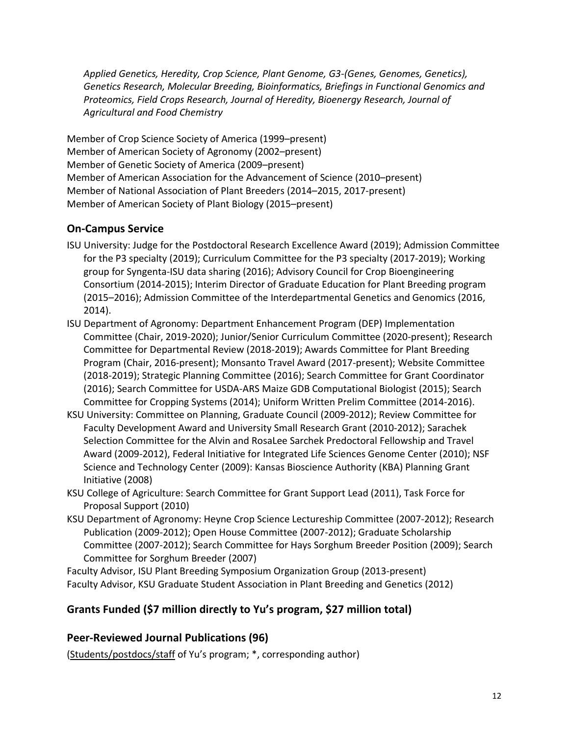*Applied Genetics, Heredity, Crop Science, Plant Genome, G3-(Genes, Genomes, Genetics), Genetics Research, Molecular Breeding, Bioinformatics, Briefings in Functional Genomics and Proteomics, Field Crops Research, Journal of Heredity, Bioenergy Research, Journal of Agricultural and Food Chemistry*

Member of Crop Science Society of America (1999–present)
Member of American Society of Agronomy (2002–present)
Member of Genetic Society of America (2009–present)
Member of American Association for the Advancement of Science (2010–present)
Member of National Association of Plant Breeders (2014–2015, 2017-present)
Member of American Society of Plant Biology (2015–present)

## On-Campus Service

ISU University: Judge for the Postdoctoral Research Excellence Award (2019); Admission Committee for the P3 specialty (2019); Curriculum Committee for the P3 specialty (2017-2019); Working group for Syngenta-ISU data sharing (2016); Advisory Council for Crop Bioengineering Consortium (2014-2015); Interim Director of Graduate Education for Plant Breeding program (2015–2016); Admission Committee of the Interdepartmental Genetics and Genomics (2016, 2014).

ISU Department of Agronomy: Department Enhancement Program (DEP) Implementation Committee (Chair, 2019-2020); Junior/Senior Curriculum Committee (2020-present); Research Committee for Departmental Review (2018-2019); Awards Committee for Plant Breeding Program (Chair, 2016-present); Monsanto Travel Award (2017-present); Website Committee (2018-2019); Strategic Planning Committee (2016); Search Committee for Grant Coordinator (2016); Search Committee for USDA-ARS Maize GDB Computational Biologist (2015); Search Committee for Cropping Systems (2014); Uniform Written Prelim Committee (2014-2016).

KSU University: Committee on Planning, Graduate Council (2009-2012); Review Committee for Faculty Development Award and University Small Research Grant (2010-2012); Sarachek Selection Committee for the Alvin and RosaLee Sarchek Predoctoral Fellowship and Travel Award (2009-2012), Federal Initiative for Integrated Life Sciences Genome Center (2010); NSF Science and Technology Center (2009): Kansas Bioscience Authority (KBA) Planning Grant Initiative (2008)

KSU College of Agriculture: Search Committee for Grant Support Lead (2011), Task Force for Proposal Support (2010)

KSU Department of Agronomy: Heyne Crop Science Lectureship Committee (2007-2012); Research Publication (2009-2012); Open House Committee (2007-2012); Graduate Scholarship Committee (2007-2012); Search Committee for Hays Sorghum Breeder Position (2009); Search Committee for Sorghum Breeder (2007)

Faculty Advisor, ISU Plant Breeding Symposium Organization Group (2013-present)
Faculty Advisor, KSU Graduate Student Association in Plant Breeding and Genetics (2012)

## Grants Funded ($7 million directly to Yu's program, $27 million total)

## Peer-Reviewed Journal Publications (96)

(Students/postdocs/staff of Yu's program; *, corresponding author)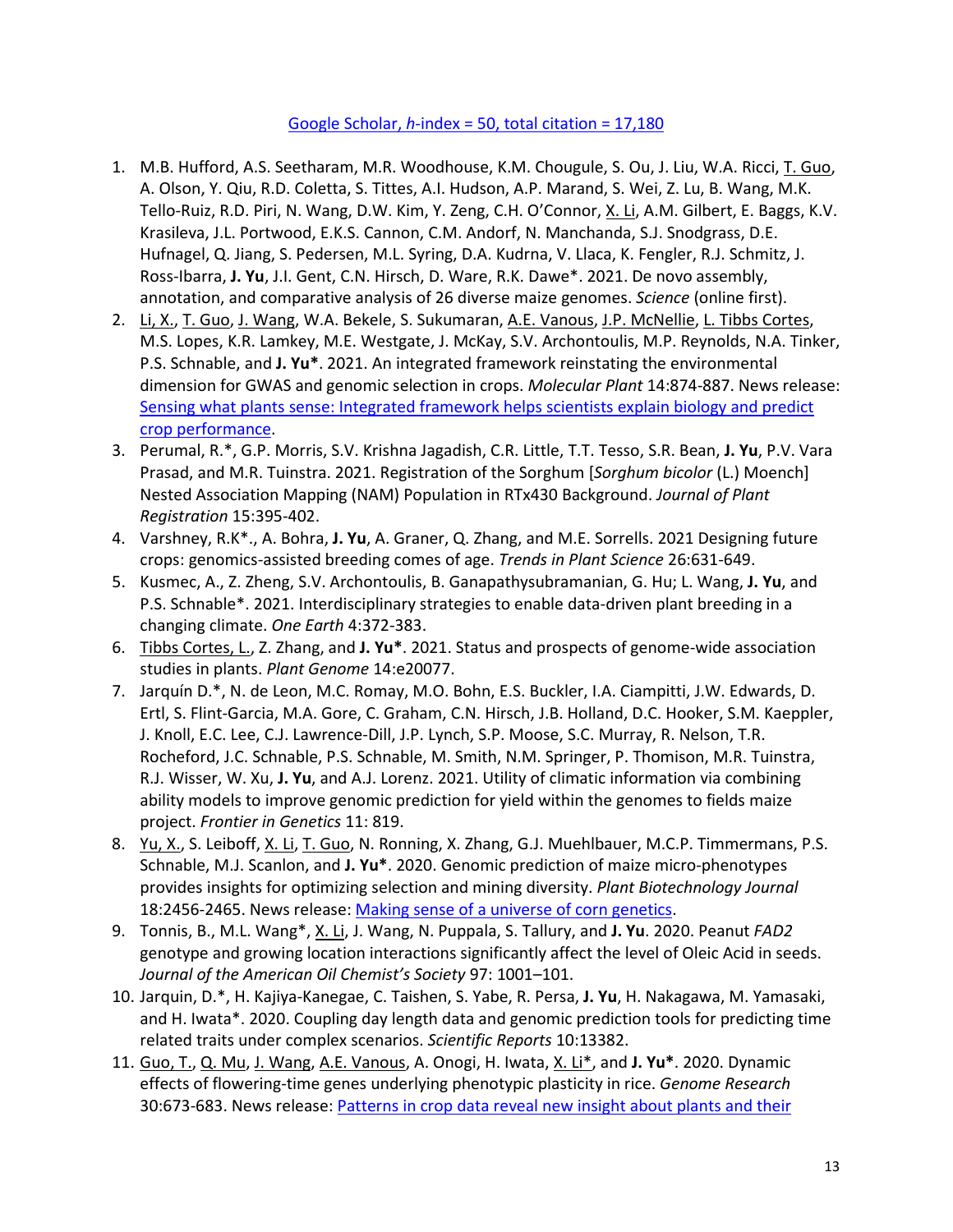[Google Scholar, *h*-index = 50, total citation = 17,180]

1. M.B. Hufford, A.S. Seetharam, M.R. Woodhouse, K.M. Chougule, S. Ou, J. Liu, W.A. Ricci, T. Guo, A. Olson, Y. Qiu, R.D. Coletta, S. Tittes, A.I. Hudson, A.P. Marand, S. Wei, Z. Lu, B. Wang, M.K. Tello-Ruiz, R.D. Piri, N. Wang, D.W. Kim, Y. Zeng, C.H. O'Connor, X. Li, A.M. Gilbert, E. Baggs, K.V. Krasileva, J.L. Portwood, E.K.S. Cannon, C.M. Andorf, N. Manchanda, S.J. Snodgrass, D.E. Hufnagel, Q. Jiang, S. Pedersen, M.L. Syring, D.A. Kudrna, V. Llaca, K. Fengler, R.J. Schmitz, J. Ross-Ibarra, **J. Yu**, J.I. Gent, C.N. Hirsch, D. Ware, R.K. Dawe*. 2021. De novo assembly, annotation, and comparative analysis of 26 diverse maize genomes. *Science* (online first).
2. Li, X., T. Guo, J. Wang, W.A. Bekele, S. Sukumaran, A.E. Vanous, J.P. McNellie, L. Tibbs Cortes, M.S. Lopes, K.R. Lamkey, M.E. Westgate, J. McKay, S.V. Archontoulis, M.P. Reynolds, N.A. Tinker, P.S. Schnable, and **J. Yu***. 2021. An integrated framework reinstating the environmental dimension for GWAS and genomic selection in crops. *Molecular Plant* 14:874-887. News release: [Sensing what plants sense: Integrated framework helps scientists explain biology and predict crop performance].
3. Perumal, R.*, G.P. Morris, S.V. Krishna Jagadish, C.R. Little, T.T. Tesso, S.R. Bean, **J. Yu**, P.V. Vara Prasad, and M.R. Tuinstra. 2021. Registration of the Sorghum [*Sorghum bicolor* (L.) Moench] Nested Association Mapping (NAM) Population in RTx430 Background. *Journal of Plant Registration* 15:395-402.
4. Varshney, R.K*., A. Bohra, **J. Yu**, A. Graner, Q. Zhang, and M.E. Sorrells. 2021 Designing future crops: genomics-assisted breeding comes of age. *Trends in Plant Science* 26:631-649.
5. Kusmec, A., Z. Zheng, S.V. Archontoulis, B. Ganapathysubramanian, G. Hu; L. Wang, **J. Yu**, and P.S. Schnable*. 2021. Interdisciplinary strategies to enable data-driven plant breeding in a changing climate. *One Earth* 4:372-383.
6. Tibbs Cortes, L., Z. Zhang, and **J. Yu***. 2021. Status and prospects of genome-wide association studies in plants. *Plant Genome* 14:e20077.
7. Jarquín D.*, N. de Leon, M.C. Romay, M.O. Bohn, E.S. Buckler, I.A. Ciampitti, J.W. Edwards, D. Ertl, S. Flint-Garcia, M.A. Gore, C. Graham, C.N. Hirsch, J.B. Holland, D.C. Hooker, S.M. Kaeppler, J. Knoll, E.C. Lee, C.J. Lawrence-Dill, J.P. Lynch, S.P. Moose, S.C. Murray, R. Nelson, T.R. Rocheford, J.C. Schnable, P.S. Schnable, M. Smith, N.M. Springer, P. Thomison, M.R. Tuinstra, R.J. Wisser, W. Xu, **J. Yu**, and A.J. Lorenz. 2021. Utility of climatic information via combining ability models to improve genomic prediction for yield within the genomes to fields maize project. *Frontier in Genetics* 11: 819.
8. Yu, X., S. Leiboff, X. Li, T. Guo, N. Ronning, X. Zhang, G.J. Muehlbauer, M.C.P. Timmermans, P.S. Schnable, M.J. Scanlon, and **J. Yu***. 2020. Genomic prediction of maize micro-phenotypes provides insights for optimizing selection and mining diversity. *Plant Biotechnology Journal* 18:2456-2465. News release: [Making sense of a universe of corn genetics].
9. Tonnis, B., M.L. Wang*, X. Li, J. Wang, N. Puppala, S. Tallury, and **J. Yu**. 2020. Peanut *FAD2* genotype and growing location interactions significantly affect the level of Oleic Acid in seeds. *Journal of the American Oil Chemist's Society* 97: 1001–101.
10. Jarquin, D.*, H. Kajiya-Kanegae, C. Taishen, S. Yabe, R. Persa, **J. Yu**, H. Nakagawa, M. Yamasaki, and H. Iwata*. 2020. Coupling day length data and genomic prediction tools for predicting time related traits under complex scenarios. *Scientific Reports* 10:13382.
11. Guo, T., Q. Mu, J. Wang, A.E. Vanous, A. Onogi, H. Iwata, X. Li*, and **J. Yu***. 2020. Dynamic effects of flowering-time genes underlying phenotypic plasticity in rice. *Genome Research* 30:673-683. News release: [Patterns in crop data reveal new insight about plants and their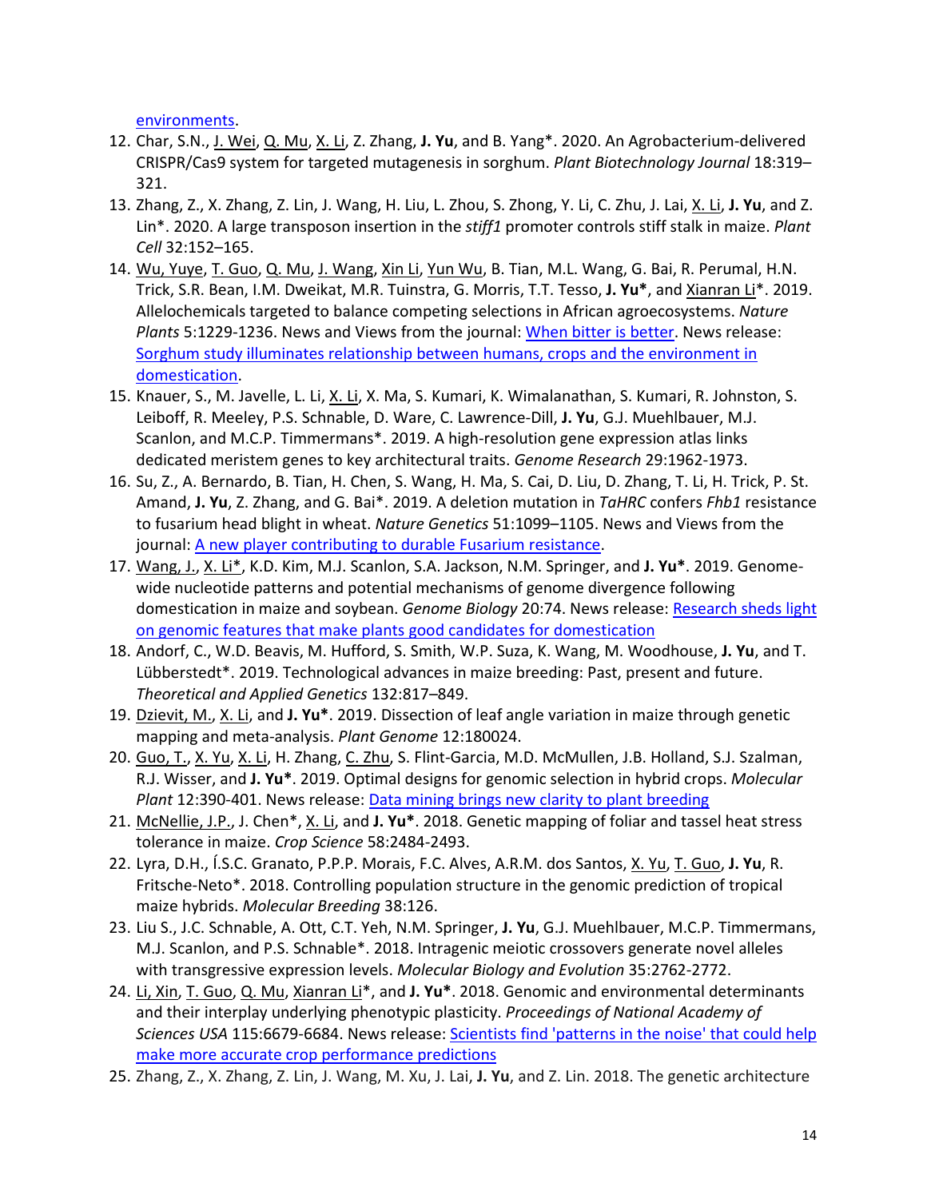environments.

12. Char, S.N., J. Wei, Q. Mu, X. Li, Z. Zhang, **J. Yu**, and B. Yang*. 2020. An Agrobacterium-delivered CRISPR/Cas9 system for targeted mutagenesis in sorghum. *Plant Biotechnology Journal* 18:319–321.
13. Zhang, Z., X. Zhang, Z. Lin, J. Wang, H. Liu, L. Zhou, S. Zhong, Y. Li, C. Zhu, J. Lai, X. Li, **J. Yu**, and Z. Lin*. 2020. A large transposon insertion in the *stiff1* promoter controls stiff stalk in maize. *Plant Cell* 32:152–165.
14. Wu, Yuye, T. Guo, Q. Mu, J. Wang, Xin Li, Yun Wu, B. Tian, M.L. Wang, G. Bai, R. Perumal, H.N. Trick, S.R. Bean, I.M. Dweikat, M.R. Tuinstra, G. Morris, T.T. Tesso, **J. Yu***, and Xianran Li*. 2019. Allelochemicals targeted to balance competing selections in African agroecosystems. *Nature Plants* 5:1229-1236. News and Views from the journal: When bitter is better. News release: Sorghum study illuminates relationship between humans, crops and the environment in domestication.
15. Knauer, S., M. Javelle, L. Li, X. Li, X. Ma, S. Kumari, K. Wimalanathan, S. Kumari, R. Johnston, S. Leiboff, R. Meeley, P.S. Schnable, D. Ware, C. Lawrence-Dill, **J. Yu**, G.J. Muehlbauer, M.J. Scanlon, and M.C.P. Timmermans*. 2019. A high-resolution gene expression atlas links dedicated meristem genes to key architectural traits. *Genome Research* 29:1962-1973.
16. Su, Z., A. Bernardo, B. Tian, H. Chen, S. Wang, H. Ma, S. Cai, D. Liu, D. Zhang, T. Li, H. Trick, P. St. Amand, **J. Yu**, Z. Zhang, and G. Bai*. 2019. A deletion mutation in *TaHRC* confers *Fhb1* resistance to fusarium head blight in wheat. *Nature Genetics* 51:1099–1105. News and Views from the journal: A new player contributing to durable Fusarium resistance.
17. Wang, J., X. Li*, K.D. Kim, M.J. Scanlon, S.A. Jackson, N.M. Springer, and **J. Yu***. 2019. Genome-wide nucleotide patterns and potential mechanisms of genome divergence following domestication in maize and soybean. *Genome Biology* 20:74. News release: Research sheds light on genomic features that make plants good candidates for domestication
18. Andorf, C., W.D. Beavis, M. Hufford, S. Smith, W.P. Suza, K. Wang, M. Woodhouse, **J. Yu**, and T. Lübberstedt*. 2019. Technological advances in maize breeding: Past, present and future. *Theoretical and Applied Genetics* 132:817–849.
19. Dzievit, M., X. Li, and **J. Yu***. 2019. Dissection of leaf angle variation in maize through genetic mapping and meta-analysis. *Plant Genome* 12:180024.
20. Guo, T., X. Yu, X. Li, H. Zhang, C. Zhu, S. Flint-Garcia, M.D. McMullen, J.B. Holland, S.J. Szalman, R.J. Wisser, and **J. Yu***. 2019. Optimal designs for genomic selection in hybrid crops. *Molecular Plant* 12:390-401. News release: Data mining brings new clarity to plant breeding
21. McNellie, J.P., J. Chen*, X. Li, and **J. Yu***. 2018. Genetic mapping of foliar and tassel heat stress tolerance in maize. *Crop Science* 58:2484-2493.
22. Lyra, D.H., Í.S.C. Granato, P.P.P. Morais, F.C. Alves, A.R.M. dos Santos, X. Yu, T. Guo, **J. Yu**, R. Fritsche-Neto*. 2018. Controlling population structure in the genomic prediction of tropical maize hybrids. *Molecular Breeding* 38:126.
23. Liu S., J.C. Schnable, A. Ott, C.T. Yeh, N.M. Springer, **J. Yu**, G.J. Muehlbauer, M.C.P. Timmermans, M.J. Scanlon, and P.S. Schnable*. 2018. Intragenic meiotic crossovers generate novel alleles with transgressive expression levels. *Molecular Biology and Evolution* 35:2762-2772.
24. Li, Xin, T. Guo, Q. Mu, Xianran Li*, and **J. Yu***. 2018. Genomic and environmental determinants and their interplay underlying phenotypic plasticity. *Proceedings of National Academy of Sciences USA* 115:6679-6684. News release: Scientists find 'patterns in the noise' that could help make more accurate crop performance predictions
25. Zhang, Z., X. Zhang, Z. Lin, J. Wang, M. Xu, J. Lai, **J. Yu**, and Z. Lin. 2018. The genetic architecture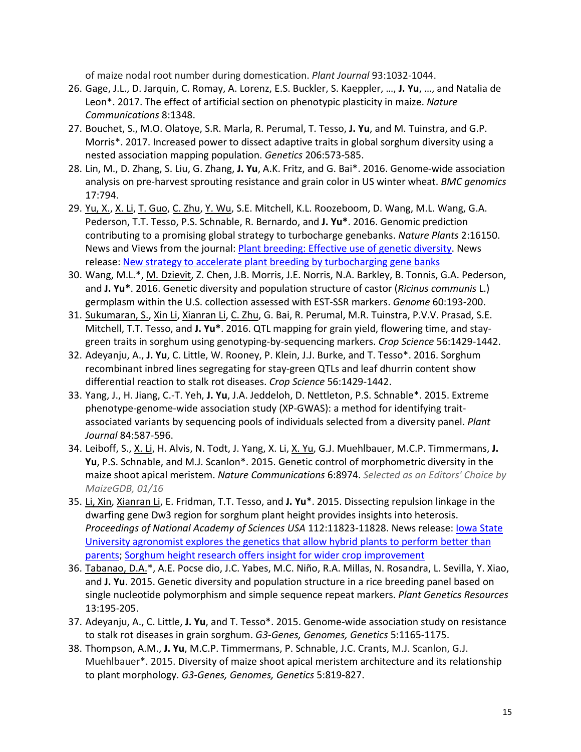of maize nodal root number during domestication. *Plant Journal* 93:1032-1044.

26. Gage, J.L., D. Jarquin, C. Romay, A. Lorenz, E.S. Buckler, S. Kaeppler, …, **J. Yu**, …, and Natalia de Leon*. 2017. The effect of artificial section on phenotypic plasticity in maize. *Nature Communications* 8:1348.
27. Bouchet, S., M.O. Olatoye, S.R. Marla, R. Perumal, T. Tesso, **J. Yu**, and M. Tuinstra, and G.P. Morris*. 2017. Increased power to dissect adaptive traits in global sorghum diversity using a nested association mapping population. *Genetics* 206:573-585.
28. Lin, M., D. Zhang, S. Liu, G. Zhang, **J. Yu**, A.K. Fritz, and G. Bai*. 2016. Genome-wide association analysis on pre-harvest sprouting resistance and grain color in US winter wheat. *BMC genomics* 17:794.
29. Yu, X., X. Li, T. Guo, C. Zhu, Y. Wu, S.E. Mitchell, K.L. Roozeboom, D. Wang, M.L. Wang, G.A. Pederson, T.T. Tesso, P.S. Schnable, R. Bernardo, and **J. Yu***. 2016. Genomic prediction contributing to a promising global strategy to turbocharge genebanks. *Nature Plants* 2:16150. News and Views from the journal: Plant breeding: Effective use of genetic diversity. News release: New strategy to accelerate plant breeding by turbocharging gene banks
30. Wang, M.L.*, M. Dzievit, Z. Chen, J.B. Morris, J.E. Norris, N.A. Barkley, B. Tonnis, G.A. Pederson, and **J. Yu***. 2016. Genetic diversity and population structure of castor (*Ricinus communis* L.) germplasm within the U.S. collection assessed with EST-SSR markers. *Genome* 60:193-200.
31. Sukumaran, S., Xin Li, Xianran Li, C. Zhu, G. Bai, R. Perumal, M.R. Tuinstra, P.V.V. Prasad, S.E. Mitchell, T.T. Tesso, and **J. Yu***. 2016. QTL mapping for grain yield, flowering time, and stay-green traits in sorghum using genotyping-by-sequencing markers. *Crop Science* 56:1429-1442.
32. Adeyanju, A., **J. Yu**, C. Little, W. Rooney, P. Klein, J.J. Burke, and T. Tesso*. 2016. Sorghum recombinant inbred lines segregating for stay-green QTLs and leaf dhurrin content show differential reaction to stalk rot diseases. *Crop Science* 56:1429-1442.
33. Yang, J., H. Jiang, C.-T. Yeh, **J. Yu**, J.A. Jeddeloh, D. Nettleton, P.S. Schnable*. 2015. Extreme phenotype-genome-wide association study (XP-GWAS): a method for identifying trait-associated variants by sequencing pools of individuals selected from a diversity panel. *Plant Journal* 84:587-596.
34. Leiboff, S., X. Li, H. Alvis, N. Todt, J. Yang, X. Li, X. Yu, G.J. Muehlbauer, M.C.P. Timmermans, **J. Yu**, P.S. Schnable, and M.J. Scanlon*. 2015. Genetic control of morphometric diversity in the maize shoot apical meristem. *Nature Communications* 6:8974. *Selected as an Editors' Choice by MaizeGDB, 01/16*
35. Li, Xin, Xianran Li, E. Fridman, T.T. Tesso, and **J. Yu***. 2015. Dissecting repulsion linkage in the dwarfing gene Dw3 region for sorghum plant height provides insights into heterosis. *Proceedings of National Academy of Sciences USA* 112:11823-11828. News release: Iowa State University agronomist explores the genetics that allow hybrid plants to perform better than parents; Sorghum height research offers insight for wider crop improvement
36. Tabanao, D.A.*, A.E. Pocse dio, J.C. Yabes, M.C. Niño, R.A. Millas, N. Rosandra, L. Sevilla, Y. Xiao, and **J. Yu**. 2015. Genetic diversity and population structure in a rice breeding panel based on single nucleotide polymorphism and simple sequence repeat markers. *Plant Genetics Resources* 13:195-205.
37. Adeyanju, A., C. Little, **J. Yu**, and T. Tesso*. 2015. Genome-wide association study on resistance to stalk rot diseases in grain sorghum. *G3-Genes, Genomes, Genetics* 5:1165-1175.
38. Thompson, A.M., **J. Yu**, M.C.P. Timmermans, P. Schnable, J.C. Crants, M.J. Scanlon, G.J. Muehlbauer*. 2015. Diversity of maize shoot apical meristem architecture and its relationship to plant morphology. *G3-Genes, Genomes, Genetics* 5:819-827.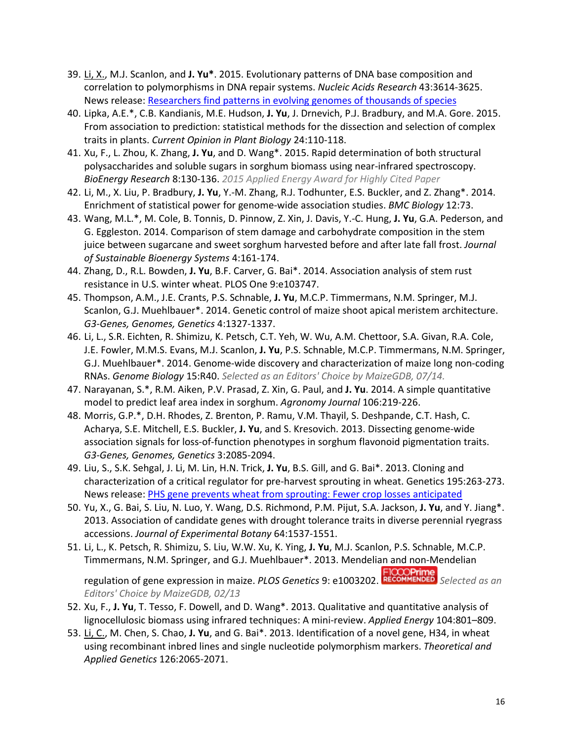39. <u>Li, X.</u>, M.J. Scanlon, and **J. Yu***. 2015. Evolutionary patterns of DNA base composition and correlation to polymorphisms in DNA repair systems. *Nucleic Acids Research* 43:3614-3625. News release: [Researchers find patterns in evolving genomes of thousands of species]()
40. Lipka, A.E.*, C.B. Kandianis, M.E. Hudson, **J. Yu**, J. Drnevich, P.J. Bradbury, and M.A. Gore. 2015. From association to prediction: statistical methods for the dissection and selection of complex traits in plants. *Current Opinion in Plant Biology* 24:110-118.
41. Xu, F., L. Zhou, K. Zhang, **J. Yu**, and D. Wang*. 2015. Rapid determination of both structural polysaccharides and soluble sugars in sorghum biomass using near-infrared spectroscopy. *BioEnergy Research* 8:130-136. *2015 Applied Energy Award for Highly Cited Paper*
42. Li, M., X. Liu, P. Bradbury, **J. Yu**, Y.-M. Zhang, R.J. Todhunter, E.S. Buckler, and Z. Zhang*. 2014. Enrichment of statistical power for genome-wide association studies. *BMC Biology* 12:73.
43. Wang, M.L.*, M. Cole, B. Tonnis, D. Pinnow, Z. Xin, J. Davis, Y.-C. Hung, **J. Yu**, G.A. Pederson, and G. Eggleston. 2014. Comparison of stem damage and carbohydrate composition in the stem juice between sugarcane and sweet sorghum harvested before and after late fall frost. *Journal of Sustainable Bioenergy Systems* 4:161-174.
44. Zhang, D., R.L. Bowden, **J. Yu**, B.F. Carver, G. Bai*. 2014. Association analysis of stem rust resistance in U.S. winter wheat. PLOS One 9:e103747.
45. Thompson, A.M., J.E. Crants, P.S. Schnable, **J. Yu**, M.C.P. Timmermans, N.M. Springer, M.J. Scanlon, G.J. Muehlbauer*. 2014. Genetic control of maize shoot apical meristem architecture. *G3-Genes, Genomes, Genetics* 4:1327-1337.
46. Li, L., S.R. Eichten, R. Shimizu, K. Petsch, C.T. Yeh, W. Wu, A.M. Chettoor, S.A. Givan, R.A. Cole, J.E. Fowler, M.M.S. Evans, M.J. Scanlon, **J. Yu**, P.S. Schnable, M.C.P. Timmermans, N.M. Springer, G.J. Muehlbauer*. 2014. Genome-wide discovery and characterization of maize long non-coding RNAs. *Genome Biology* 15:R40. *Selected as an Editors' Choice by MaizeGDB, 07/14.*
47. Narayanan, S.*, R.M. Aiken, P.V. Prasad, Z. Xin, G. Paul, and **J. Yu**. 2014. A simple quantitative model to predict leaf area index in sorghum. *Agronomy Journal* 106:219-226.
48. Morris, G.P.*, D.H. Rhodes, Z. Brenton, P. Ramu, V.M. Thayil, S. Deshpande, C.T. Hash, C. Acharya, S.E. Mitchell, E.S. Buckler, **J. Yu**, and S. Kresovich. 2013. Dissecting genome-wide association signals for loss-of-function phenotypes in sorghum flavonoid pigmentation traits. *G3-Genes, Genomes, Genetics* 3:2085-2094.
49. Liu, S., S.K. Sehgal, J. Li, M. Lin, H.N. Trick, **J. Yu**, B.S. Gill, and G. Bai*. 2013. Cloning and characterization of a critical regulator for pre-harvest sprouting in wheat. Genetics 195:263-273. News release: [PHS gene prevents wheat from sprouting: Fewer crop losses anticipated]()
50. Yu, X., G. Bai, S. Liu, N. Luo, Y. Wang, D.S. Richmond, P.M. Pijut, S.A. Jackson, **J. Yu**, and Y. Jiang*. 2013. Association of candidate genes with drought tolerance traits in diverse perennial ryegrass accessions. *Journal of Experimental Botany* 64:1537-1551.
51. Li, L., K. Petsch, R. Shimizu, S. Liu, W.W. Xu, K. Ying, **J. Yu**, M.J. Scanlon, P.S. Schnable, M.C.P. Timmermans, N.M. Springer, and G.J. Muehlbauer*. 2013. Mendelian and non-Mendelian regulation of gene expression in maize. *PLOS Genetics* 9: e1003202. F1000Prime RECOMMENDED *Selected as an Editors' Choice by MaizeGDB, 02/13*
52. Xu, F., **J. Yu**, T. Tesso, F. Dowell, and D. Wang*. 2013. Qualitative and quantitative analysis of lignocellulosic biomass using infrared techniques: A mini-review. *Applied Energy* 104:801–809.
53. <u>Li, C.</u>, M. Chen, S. Chao, **J. Yu**, and G. Bai*. 2013. Identification of a novel gene, H34, in wheat using recombinant inbred lines and single nucleotide polymorphism markers. *Theoretical and Applied Genetics* 126:2065-2071.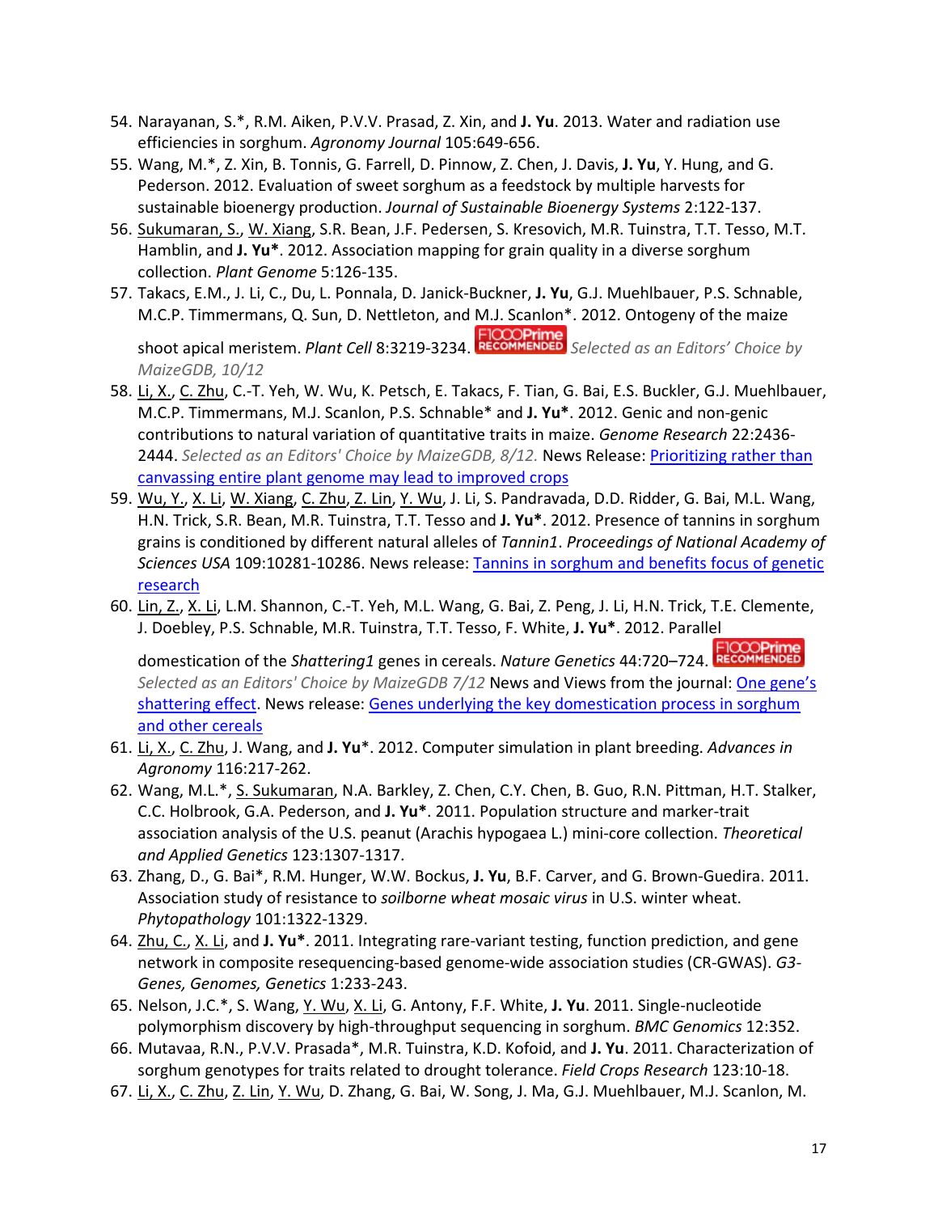54. Narayanan, S.*, R.M. Aiken, P.V.V. Prasad, Z. Xin, and **J. Yu**. 2013. Water and radiation use efficiencies in sorghum. *Agronomy Journal* 105:649-656.
55. Wang, M.*, Z. Xin, B. Tonnis, G. Farrell, D. Pinnow, Z. Chen, J. Davis, **J. Yu**, Y. Hung, and G. Pederson. 2012. Evaluation of sweet sorghum as a feedstock by multiple harvests for sustainable bioenergy production. *Journal of Sustainable Bioenergy Systems* 2:122-137.
56. Sukumaran, S., W. Xiang, S.R. Bean, J.F. Pedersen, S. Kresovich, M.R. Tuinstra, T.T. Tesso, M.T. Hamblin, and **J. Yu***. 2012. Association mapping for grain quality in a diverse sorghum collection. *Plant Genome* 5:126-135.
57. Takacs, E.M., J. Li, C., Du, L. Ponnala, D. Janick-Buckner, **J. Yu**, G.J. Muehlbauer, P.S. Schnable, M.C.P. Timmermans, Q. Sun, D. Nettleton, and M.J. Scanlon*. 2012. Ontogeny of the maize shoot apical meristem. *Plant Cell* 8:3219-3234. F1000Prime RECOMMENDED *Selected as an Editors' Choice by MaizeGDB, 10/12*
58. Li, X., C. Zhu, C.-T. Yeh, W. Wu, K. Petsch, E. Takacs, F. Tian, G. Bai, E.S. Buckler, G.J. Muehlbauer, M.C.P. Timmermans, M.J. Scanlon, P.S. Schnable* and **J. Yu***. 2012. Genic and non-genic contributions to natural variation of quantitative traits in maize. *Genome Research* 22:2436-2444. *Selected as an Editors' Choice by MaizeGDB, 8/12.* News Release: Prioritizing rather than canvassing entire plant genome may lead to improved crops
59. Wu, Y., X. Li, W. Xiang, C. Zhu, Z. Lin, Y. Wu, J. Li, S. Pandravada, D.D. Ridder, G. Bai, M.L. Wang, H.N. Trick, S.R. Bean, M.R. Tuinstra, T.T. Tesso and **J. Yu***. 2012. Presence of tannins in sorghum grains is conditioned by different natural alleles of *Tannin1*. *Proceedings of National Academy of Sciences USA* 109:10281-10286. News release: Tannins in sorghum and benefits focus of genetic research
60. Lin, Z., X. Li, L.M. Shannon, C.-T. Yeh, M.L. Wang, G. Bai, Z. Peng, J. Li, H.N. Trick, T.E. Clemente, J. Doebley, P.S. Schnable, M.R. Tuinstra, T.T. Tesso, F. White, **J. Yu***. 2012. Parallel domestication of the *Shattering1* genes in cereals. *Nature Genetics* 44:720–724. F1000Prime RECOMMENDED *Selected as an Editors' Choice by MaizeGDB 7/12* News and Views from the journal: One gene's shattering effect. News release: Genes underlying the key domestication process in sorghum and other cereals
61. Li, X., C. Zhu, J. Wang, and **J. Yu***. 2012. Computer simulation in plant breeding. *Advances in Agronomy* 116:217-262.
62. Wang, M.L.*, S. Sukumaran, N.A. Barkley, Z. Chen, C.Y. Chen, B. Guo, R.N. Pittman, H.T. Stalker, C.C. Holbrook, G.A. Pederson, and **J. Yu***. 2011. Population structure and marker-trait association analysis of the U.S. peanut (Arachis hypogaea L.) mini-core collection. *Theoretical and Applied Genetics* 123:1307-1317.
63. Zhang, D., G. Bai*, R.M. Hunger, W.W. Bockus, **J. Yu**, B.F. Carver, and G. Brown-Guedira. 2011. Association study of resistance to *soilborne wheat mosaic virus* in U.S. winter wheat. *Phytopathology* 101:1322-1329.
64. Zhu, C., X. Li, and **J. Yu***. 2011. Integrating rare-variant testing, function prediction, and gene network in composite resequencing-based genome-wide association studies (CR-GWAS). *G3-Genes, Genomes, Genetics* 1:233-243.
65. Nelson, J.C.*, S. Wang, Y. Wu, X. Li, G. Antony, F.F. White, **J. Yu**. 2011. Single-nucleotide polymorphism discovery by high-throughput sequencing in sorghum. *BMC Genomics* 12:352.
66. Mutavaa, R.N., P.V.V. Prasada*, M.R. Tuinstra, K.D. Kofoid, and **J. Yu**. 2011. Characterization of sorghum genotypes for traits related to drought tolerance. *Field Crops Research* 123:10-18.
67. Li, X., C. Zhu, Z. Lin, Y. Wu, D. Zhang, G. Bai, W. Song, J. Ma, G.J. Muehlbauer, M.J. Scanlon, M.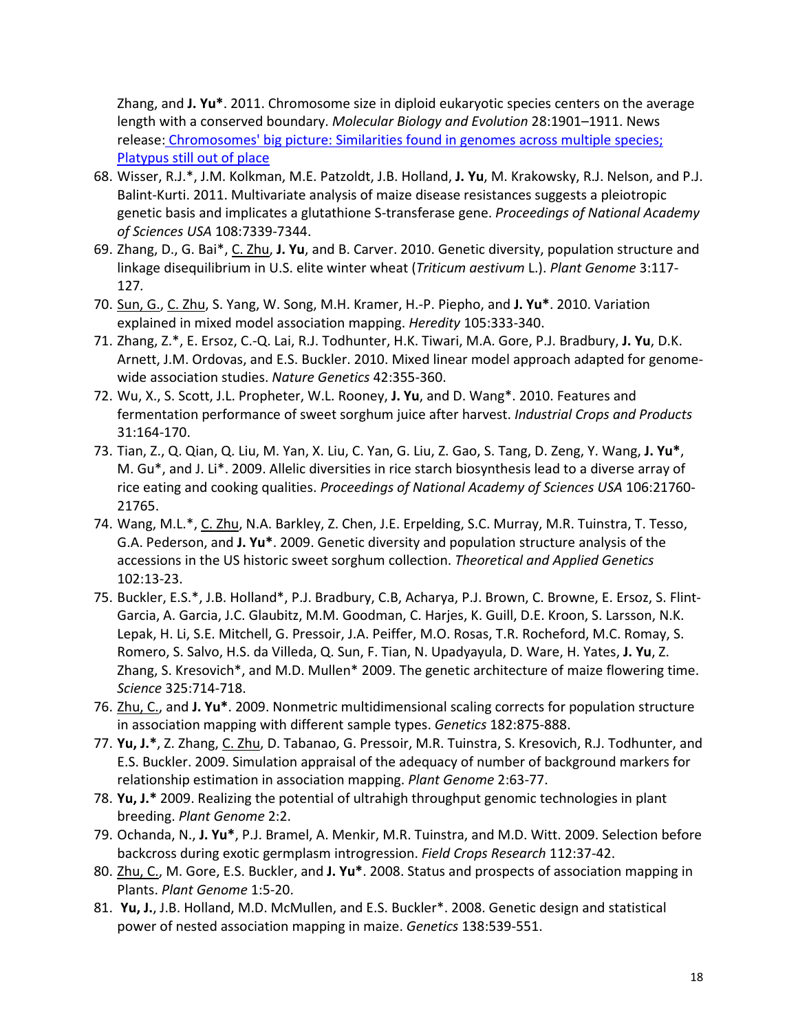Zhang, and **J. Yu***. 2011. Chromosome size in diploid eukaryotic species centers on the average length with a conserved boundary. *Molecular Biology and Evolution* 28:1901–1911. News release: Chromosomes' big picture: Similarities found in genomes across multiple species; Platypus still out of place

68. Wisser, R.J.*, J.M. Kolkman, M.E. Patzoldt, J.B. Holland, **J. Yu**, M. Krakowsky, R.J. Nelson, and P.J. Balint-Kurti. 2011. Multivariate analysis of maize disease resistances suggests a pleiotropic genetic basis and implicates a glutathione S-transferase gene. *Proceedings of National Academy of Sciences USA* 108:7339-7344.
69. Zhang, D., G. Bai*, C. Zhu, **J. Yu**, and B. Carver. 2010. Genetic diversity, population structure and linkage disequilibrium in U.S. elite winter wheat (*Triticum aestivum* L.). *Plant Genome* 3:117-127.
70. Sun, G., C. Zhu, S. Yang, W. Song, M.H. Kramer, H.-P. Piepho, and **J. Yu***. 2010. Variation explained in mixed model association mapping. *Heredity* 105:333-340.
71. Zhang, Z.*, E. Ersoz, C.-Q. Lai, R.J. Todhunter, H.K. Tiwari, M.A. Gore, P.J. Bradbury, **J. Yu**, D.K. Arnett, J.M. Ordovas, and E.S. Buckler. 2010. Mixed linear model approach adapted for genome-wide association studies. *Nature Genetics* 42:355-360.
72. Wu, X., S. Scott, J.L. Propheter, W.L. Rooney, **J. Yu**, and D. Wang*. 2010. Features and fermentation performance of sweet sorghum juice after harvest. *Industrial Crops and Products* 31:164-170.
73. Tian, Z., Q. Qian, Q. Liu, M. Yan, X. Liu, C. Yan, G. Liu, Z. Gao, S. Tang, D. Zeng, Y. Wang, **J. Yu***, M. Gu*, and J. Li*. 2009. Allelic diversities in rice starch biosynthesis lead to a diverse array of rice eating and cooking qualities. *Proceedings of National Academy of Sciences USA* 106:21760-21765.
74. Wang, M.L.*, C. Zhu, N.A. Barkley, Z. Chen, J.E. Erpelding, S.C. Murray, M.R. Tuinstra, T. Tesso, G.A. Pederson, and **J. Yu***. 2009. Genetic diversity and population structure analysis of the accessions in the US historic sweet sorghum collection. *Theoretical and Applied Genetics* 102:13-23.
75. Buckler, E.S.*, J.B. Holland*, P.J. Bradbury, C.B, Acharya, P.J. Brown, C. Browne, E. Ersoz, S. Flint-Garcia, A. Garcia, J.C. Glaubitz, M.M. Goodman, C. Harjes, K. Guill, D.E. Kroon, S. Larsson, N.K. Lepak, H. Li, S.E. Mitchell, G. Pressoir, J.A. Peiffer, M.O. Rosas, T.R. Rocheford, M.C. Romay, S. Romero, S. Salvo, H.S. da Villeda, Q. Sun, F. Tian, N. Upadyayula, D. Ware, H. Yates, **J. Yu**, Z. Zhang, S. Kresovich*, and M.D. Mullen* 2009. The genetic architecture of maize flowering time. *Science* 325:714-718.
76. Zhu, C., and **J. Yu***. 2009. Nonmetric multidimensional scaling corrects for population structure in association mapping with different sample types. *Genetics* 182:875-888.
77. **Yu, J.***, Z. Zhang, C. Zhu, D. Tabanao, G. Pressoir, M.R. Tuinstra, S. Kresovich, R.J. Todhunter, and E.S. Buckler. 2009. Simulation appraisal of the adequacy of number of background markers for relationship estimation in association mapping. *Plant Genome* 2:63-77.
78. **Yu, J.*** 2009. Realizing the potential of ultrahigh throughput genomic technologies in plant breeding. *Plant Genome* 2:2.
79. Ochanda, N., **J. Yu***, P.J. Bramel, A. Menkir, M.R. Tuinstra, and M.D. Witt. 2009. Selection before backcross during exotic germplasm introgression. *Field Crops Research* 112:37-42.
80. Zhu, C., M. Gore, E.S. Buckler, and **J. Yu***. 2008. Status and prospects of association mapping in Plants. *Plant Genome* 1:5-20.
81. **Yu, J.**, J.B. Holland, M.D. McMullen, and E.S. Buckler*. 2008. Genetic design and statistical power of nested association mapping in maize. *Genetics* 138:539-551.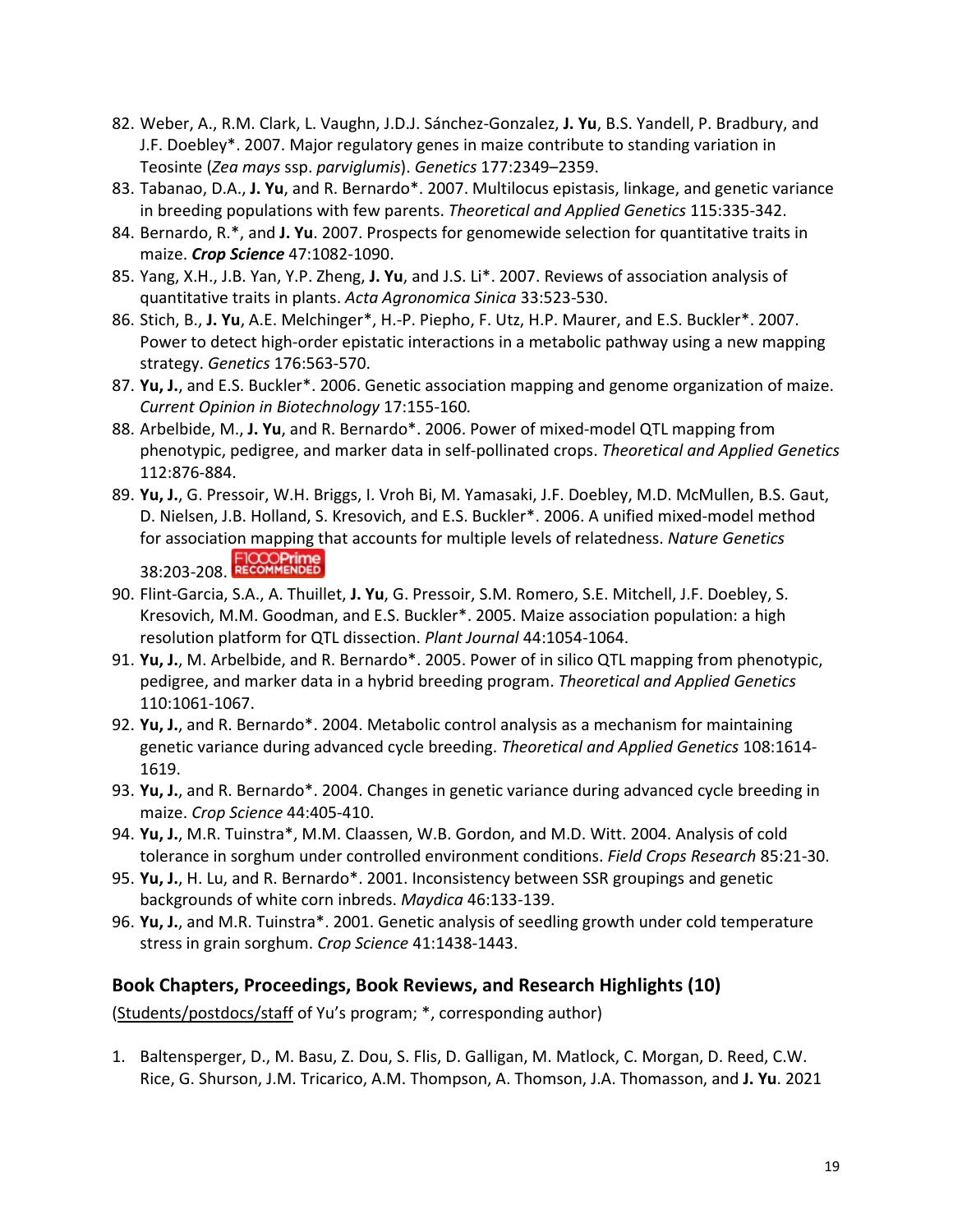82. Weber, A., R.M. Clark, L. Vaughn, J.D.J. Sánchez-Gonzalez, **J. Yu**, B.S. Yandell, P. Bradbury, and J.F. Doebley*. 2007. Major regulatory genes in maize contribute to standing variation in Teosinte (*Zea mays* ssp. *parviglumis*). *Genetics* 177:2349–2359.
83. Tabanao, D.A., **J. Yu**, and R. Bernardo*. 2007. Multilocus epistasis, linkage, and genetic variance in breeding populations with few parents. *Theoretical and Applied Genetics* 115:335-342.
84. Bernardo, R.*, and **J. Yu**. 2007. Prospects for genomewide selection for quantitative traits in maize. ***Crop Science*** 47:1082-1090.
85. Yang, X.H., J.B. Yan, Y.P. Zheng, **J. Yu**, and J.S. Li*. 2007. Reviews of association analysis of quantitative traits in plants. *Acta Agronomica Sinica* 33:523-530.
86. Stich, B., **J. Yu**, A.E. Melchinger*, H.-P. Piepho, F. Utz, H.P. Maurer, and E.S. Buckler*. 2007. Power to detect high-order epistatic interactions in a metabolic pathway using a new mapping strategy. *Genetics* 176:563-570.
87. **Yu, J.**, and E.S. Buckler*. 2006. Genetic association mapping and genome organization of maize. *Current Opinion in Biotechnology* 17:155-160.
88. Arbelbide, M., **J. Yu**, and R. Bernardo*. 2006. Power of mixed-model QTL mapping from phenotypic, pedigree, and marker data in self-pollinated crops. *Theoretical and Applied Genetics* 112:876-884.
89. **Yu, J.**, G. Pressoir, W.H. Briggs, I. Vroh Bi, M. Yamasaki, J.F. Doebley, M.D. McMullen, B.S. Gaut, D. Nielsen, J.B. Holland, S. Kresovich, and E.S. Buckler*. 2006. A unified mixed-model method for association mapping that accounts for multiple levels of relatedness. *Nature Genetics* 38:203-208. F1000Prime RECOMMENDED
90. Flint-Garcia, S.A., A. Thuillet, **J. Yu**, G. Pressoir, S.M. Romero, S.E. Mitchell, J.F. Doebley, S. Kresovich, M.M. Goodman, and E.S. Buckler*. 2005. Maize association population: a high resolution platform for QTL dissection. *Plant Journal* 44:1054-1064.
91. **Yu, J.**, M. Arbelbide, and R. Bernardo*. 2005. Power of in silico QTL mapping from phenotypic, pedigree, and marker data in a hybrid breeding program. *Theoretical and Applied Genetics* 110:1061-1067.
92. **Yu, J.**, and R. Bernardo*. 2004. Metabolic control analysis as a mechanism for maintaining genetic variance during advanced cycle breeding. *Theoretical and Applied Genetics* 108:1614-1619.
93. **Yu, J.**, and R. Bernardo*. 2004. Changes in genetic variance during advanced cycle breeding in maize. *Crop Science* 44:405-410.
94. **Yu, J.**, M.R. Tuinstra*, M.M. Claassen, W.B. Gordon, and M.D. Witt. 2004. Analysis of cold tolerance in sorghum under controlled environment conditions. *Field Crops Research* 85:21-30.
95. **Yu, J.**, H. Lu, and R. Bernardo*. 2001. Inconsistency between SSR groupings and genetic backgrounds of white corn inbreds. *Maydica* 46:133-139.
96. **Yu, J.**, and M.R. Tuinstra*. 2001. Genetic analysis of seedling growth under cold temperature stress in grain sorghum. *Crop Science* 41:1438-1443.

## Book Chapters, Proceedings, Book Reviews, and Research Highlights (10)

(<u>Students/postdocs/staff</u> of Yu's program; *, corresponding author)

1. Baltensperger, D., M. Basu, Z. Dou, S. Flis, D. Galligan, M. Matlock, C. Morgan, D. Reed, C.W. Rice, G. Shurson, J.M. Tricarico, A.M. Thompson, A. Thomson, J.A. Thomasson, and **J. Yu**. 2021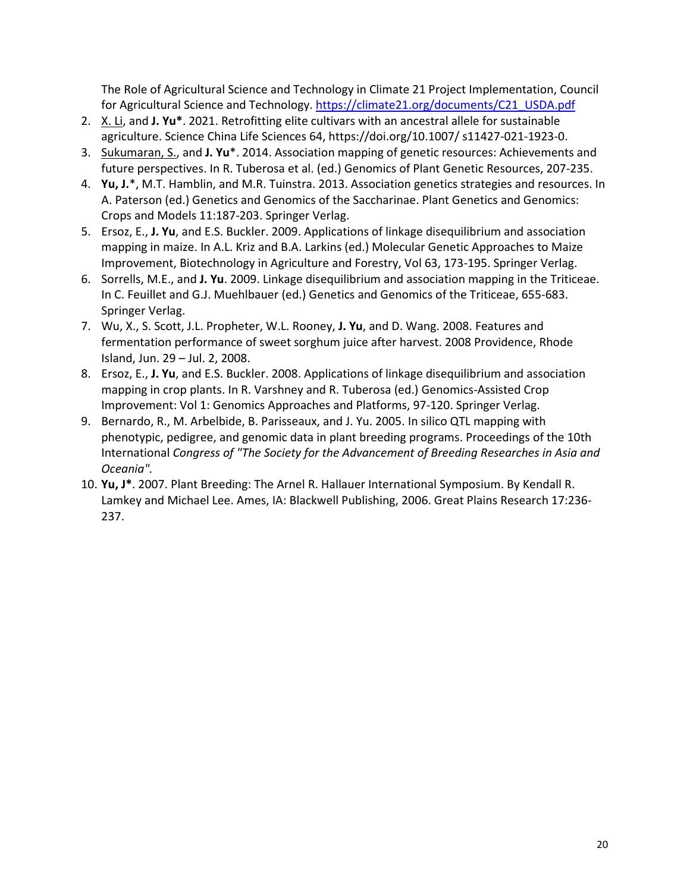The Role of Agricultural Science and Technology in Climate 21 Project Implementation, Council for Agricultural Science and Technology. https://climate21.org/documents/C21_USDA.pdf

2. X. Li, and **J. Yu***. 2021. Retrofitting elite cultivars with an ancestral allele for sustainable agriculture. Science China Life Sciences 64, https://doi.org/10.1007/ s11427-021-1923-0.
3. Sukumaran, S., and **J. Yu***. 2014. Association mapping of genetic resources: Achievements and future perspectives. In R. Tuberosa et al. (ed.) Genomics of Plant Genetic Resources, 207-235.
4. **Yu, J.***, M.T. Hamblin, and M.R. Tuinstra. 2013. Association genetics strategies and resources. In A. Paterson (ed.) Genetics and Genomics of the Saccharinae. Plant Genetics and Genomics: Crops and Models 11:187-203. Springer Verlag.
5. Ersoz, E., **J. Yu**, and E.S. Buckler. 2009. Applications of linkage disequilibrium and association mapping in maize. In A.L. Kriz and B.A. Larkins (ed.) Molecular Genetic Approaches to Maize Improvement, Biotechnology in Agriculture and Forestry, Vol 63, 173-195. Springer Verlag.
6. Sorrells, M.E., and **J. Yu**. 2009. Linkage disequilibrium and association mapping in the Triticeae. In C. Feuillet and G.J. Muehlbauer (ed.) Genetics and Genomics of the Triticeae, 655-683. Springer Verlag.
7. Wu, X., S. Scott, J.L. Propheter, W.L. Rooney, **J. Yu**, and D. Wang. 2008. Features and fermentation performance of sweet sorghum juice after harvest. 2008 Providence, Rhode Island, Jun. 29 – Jul. 2, 2008.
8. Ersoz, E., **J. Yu**, and E.S. Buckler. 2008. Applications of linkage disequilibrium and association mapping in crop plants. In R. Varshney and R. Tuberosa (ed.) Genomics-Assisted Crop Improvement: Vol 1: Genomics Approaches and Platforms, 97-120. Springer Verlag.
9. Bernardo, R., M. Arbelbide, B. Parisseaux, and J. Yu. 2005. In silico QTL mapping with phenotypic, pedigree, and genomic data in plant breeding programs. Proceedings of the 10th International *Congress of "The Society for the Advancement of Breeding Researches in Asia and Oceania".*
10. **Yu, J***. 2007. Plant Breeding: The Arnel R. Hallauer International Symposium. By Kendall R. Lamkey and Michael Lee. Ames, IA: Blackwell Publishing, 2006. Great Plains Research 17:236-237.